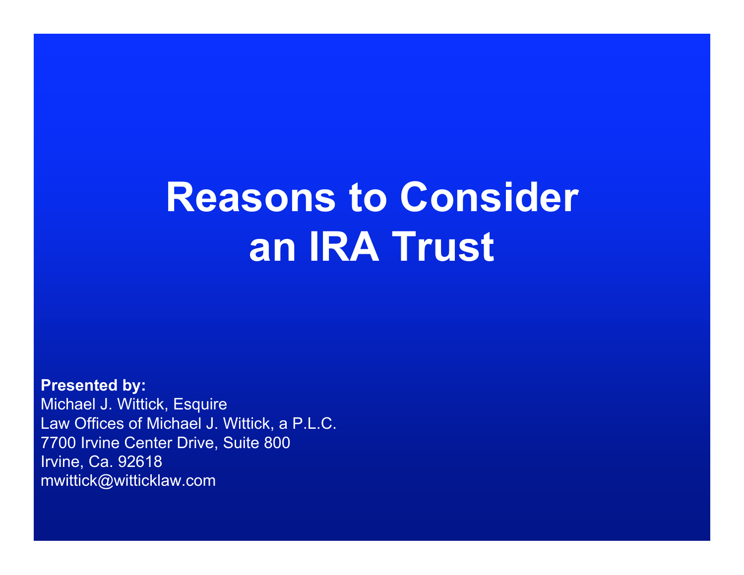# Reasons to Consider an IRA Trust

**Presented by:**
Michael J. Wittick, Esquire
Law Offices of Michael J. Wittick, a P.L.C.
7700 Irvine Center Drive, Suite 800
Irvine, Ca. 92618
mwittick@witticklaw.com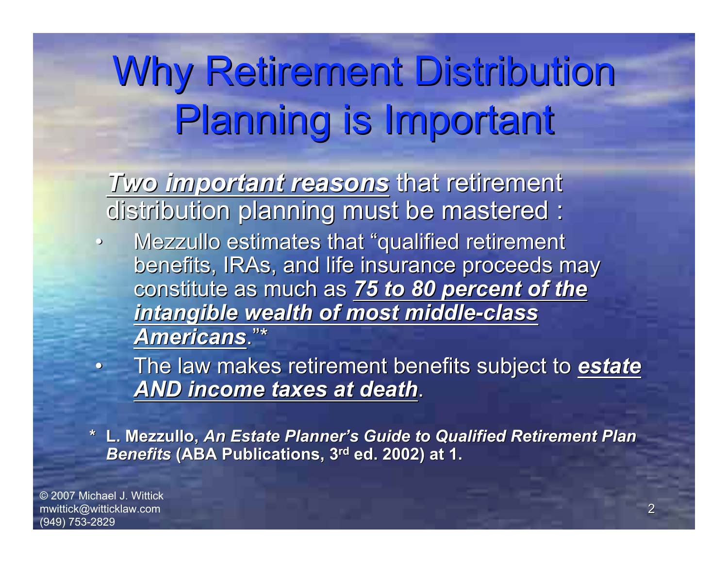# Why Retirement Distribution Planning is Important

***Two important reasons*** that retirement distribution planning must be mastered :

- Mezzullo estimates that "qualified retirement benefits, IRAs, and life insurance proceeds may constitute as much as ***75 to 80 percent of the intangible wealth of most middle-class Americans***."*
- The law makes retirement benefits subject to ***estate AND income taxes at death***.

\* **L. Mezzullo, *An Estate Planner's Guide to Qualified Retirement Plan Benefits* (ABA Publications, 3rd ed. 2002) at 1.**

© 2007 Michael J. Wittick
mwittick@witticklaw.com
(949) 753-2829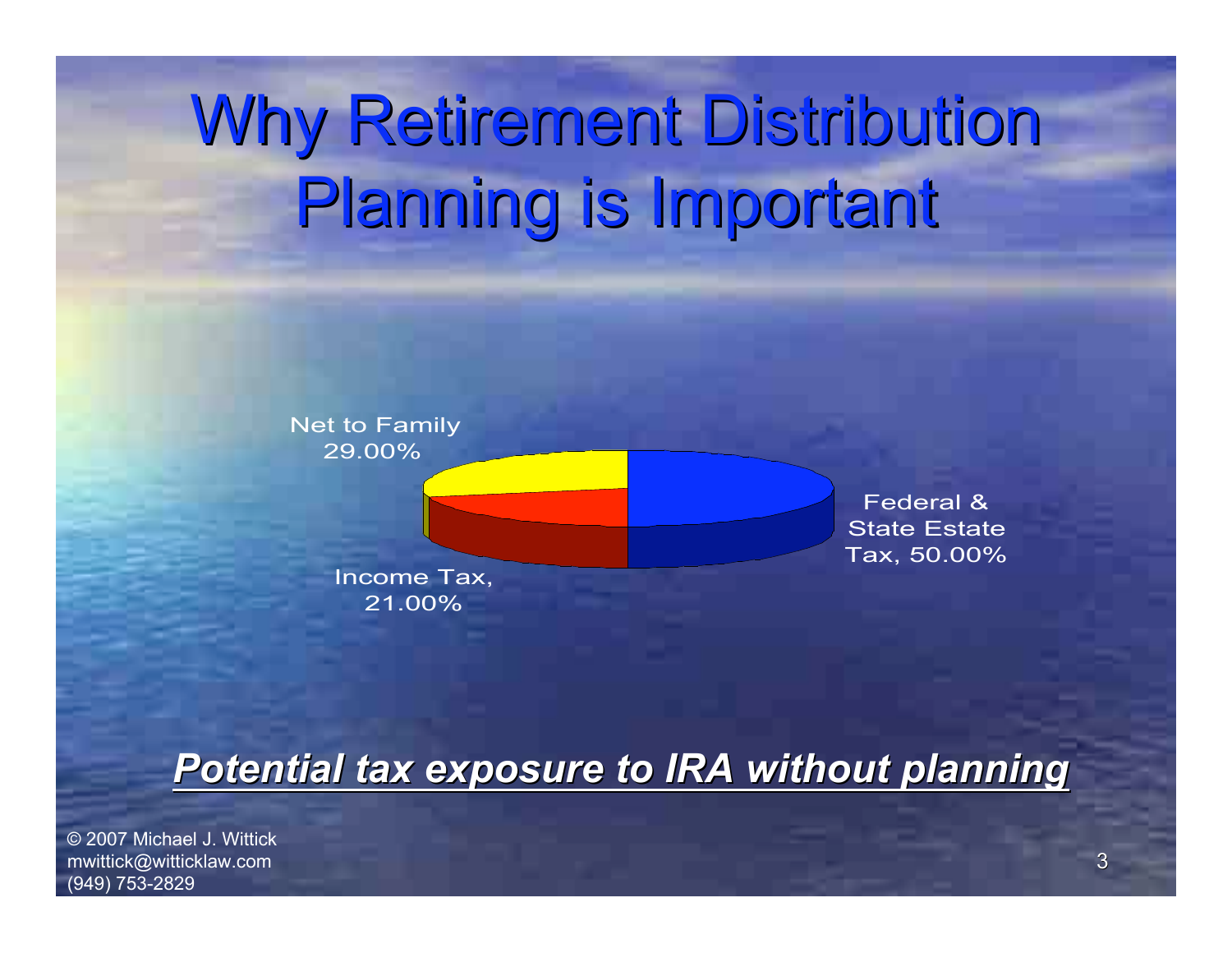# Why Retirement Distribution Planning is Important

Net to Family 29.00%

Federal & State Estate Tax, 50.00%

Income Tax, 21.00%

***Potential tax exposure to IRA without planning***

© 2007 Michael J. Wittick
mwittick@witticklaw.com
(949) 753-2829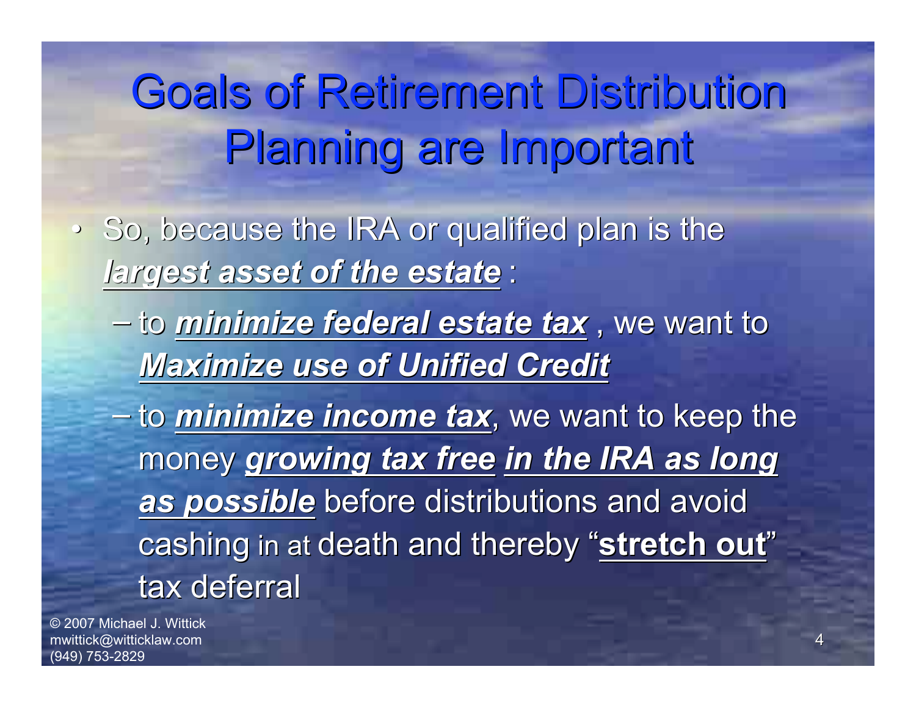# Goals of Retirement Distribution Planning are Important

- So, because the IRA or qualified plan is the ***largest asset of the estate*** :
  - to ***minimize federal estate tax*** , we want to ***Maximize use of Unified Credit***
  - to ***minimize income tax***, we want to keep the money ***growing tax free*** ***in the IRA as long as possible*** before distributions and avoid cashing in at death and thereby "**stretch out**" tax deferral

© 2007 Michael J. Wittick
mwittick@witticklaw.com
(949) 753-2829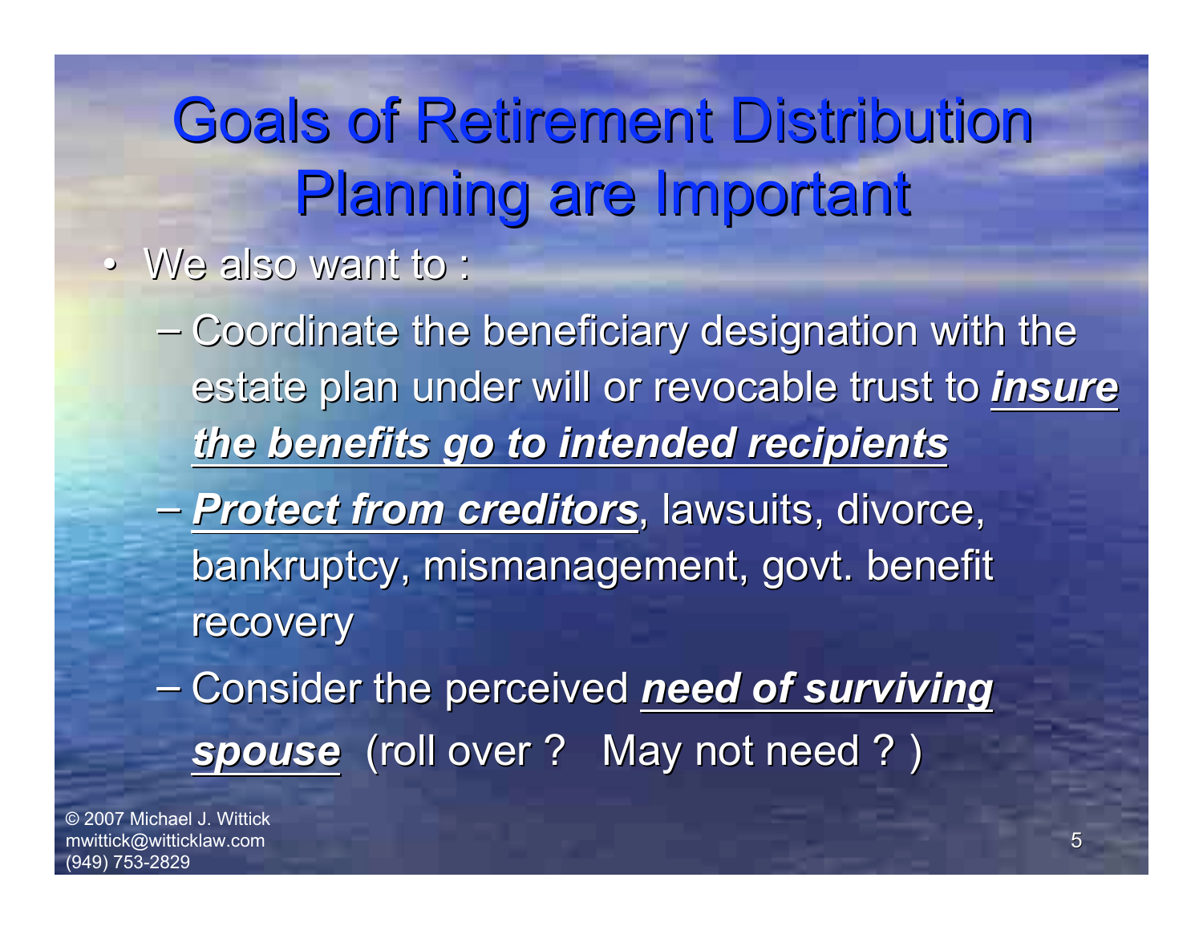# Goals of Retirement Distribution Planning are Important

- We also want to :
  - Coordinate the beneficiary designation with the estate plan under will or revocable trust to ***insure the benefits go to intended recipients***
  - ***Protect from creditors***, lawsuits, divorce, bankruptcy, mismanagement, govt. benefit recovery
  - Consider the perceived ***need of surviving spouse*** (roll over ? May not need ? )

© 2007 Michael J. Wittick
mwittick@witticklaw.com
(949) 753-2829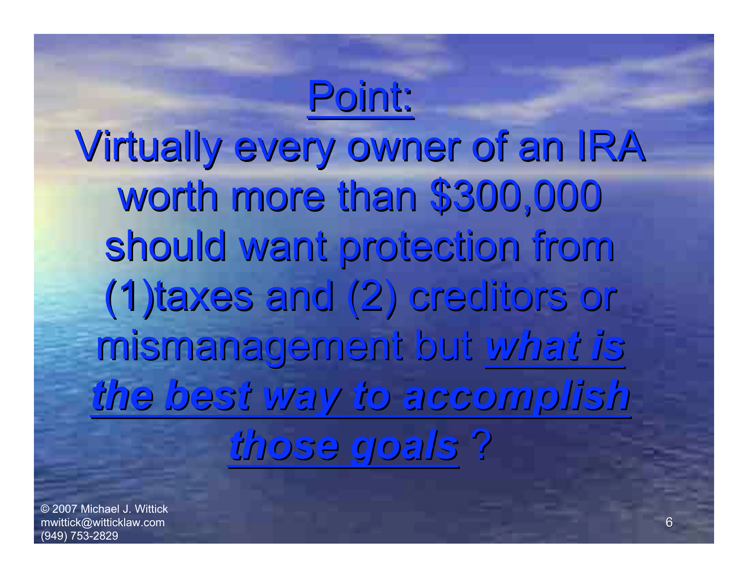# Point:

Virtually every owner of an IRA worth more than $300,000 should want protection from (1)taxes and (2) creditors or mismanagement but ***what is the best way to accomplish those goals*** ?

© 2007 Michael J. Wittick
mwittick@witticklaw.com
(949) 753-2829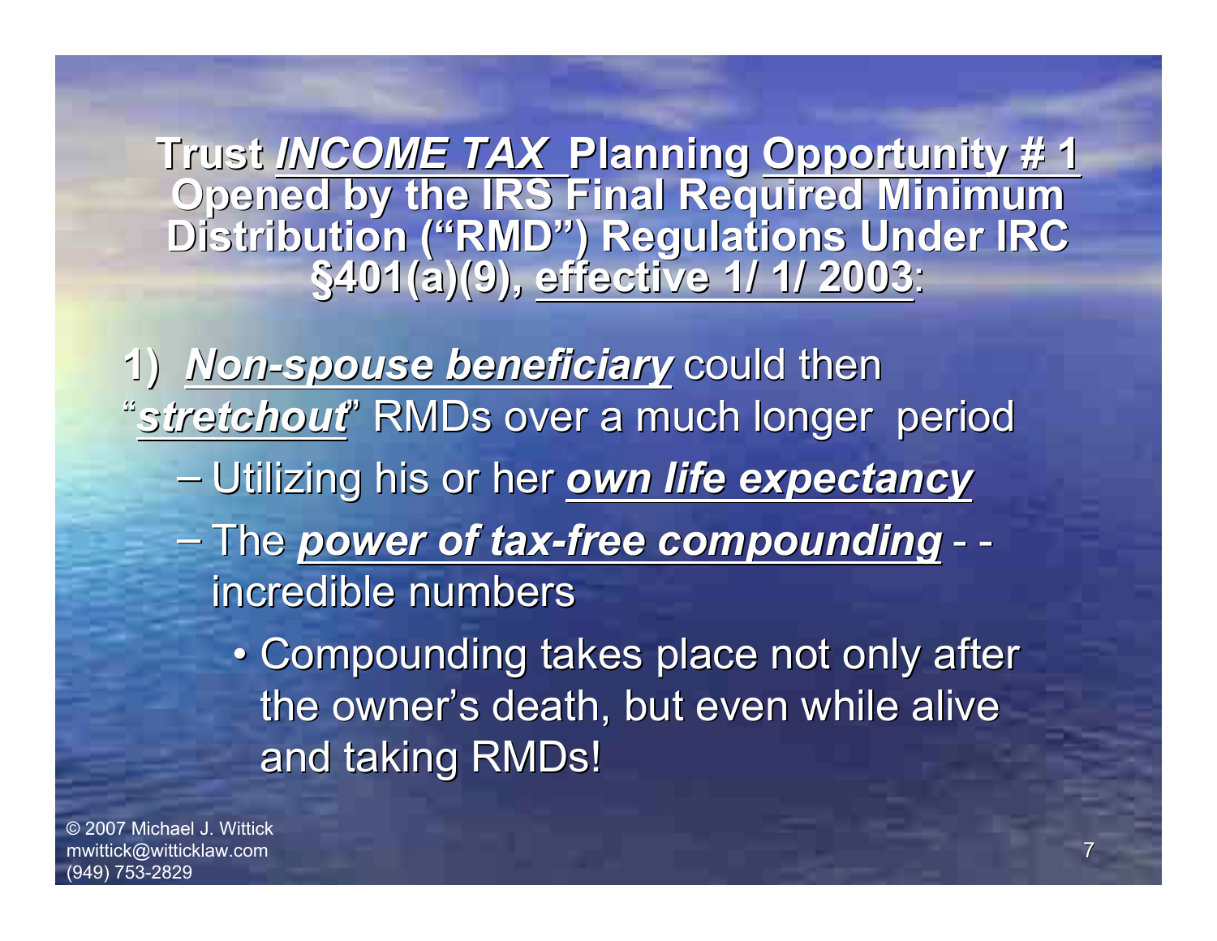## Trust ***INCOME TAX*** Planning **Opportunity # 1** Opened by the IRS Final Required Minimum Distribution ("RMD") Regulations Under IRC §401(a)(9), **effective 1/ 1/ 2003**:

1) ***Non-spouse beneficiary*** could then "***stretchout***" RMDs over a much longer period

- Utilizing his or her ***own life expectancy***
- The ***power of tax-free compounding*** - - incredible numbers
  - Compounding takes place not only after the owner's death, but even while alive and taking RMDs!

© 2007 Michael J. Wittick
mwittick@witticklaw.com
(949) 753-2829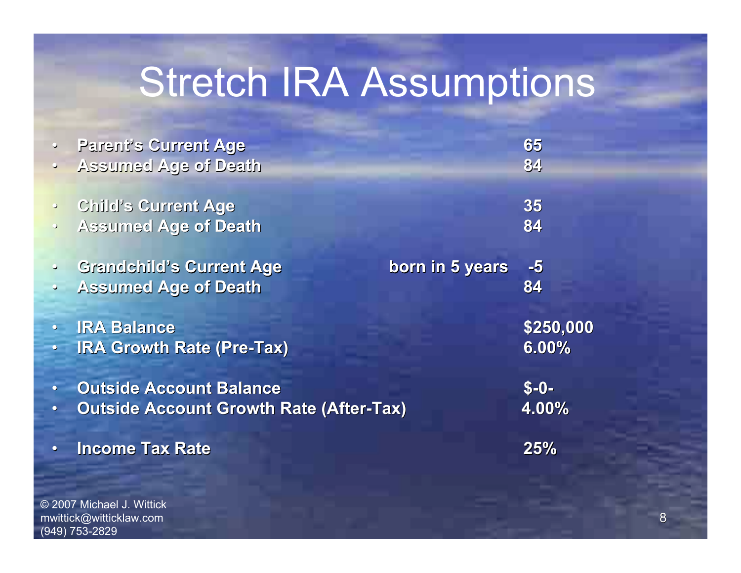# Stretch IRA Assumptions

| | | |
|---|---|---|
| **Parent's Current Age** | | **65** |
| **Assumed Age of Death** | | **84** |
| **Child's Current Age** | | **35** |
| **Assumed Age of Death** | | **84** |
| **Grandchild's Current Age** | **born in 5 years** | **-5** |
| **Assumed Age of Death** | | **84** |
| **IRA Balance** | | **$250,000** |
| **IRA Growth Rate (Pre-Tax)** | | **6.00%** |
| **Outside Account Balance** | | **$-0-** |
| **Outside Account Growth Rate (After-Tax)** | | **4.00%** |
| **Income Tax Rate** | | **25%** |

© 2007 Michael J. Wittick
mwittick@witticklaw.com
(949) 753-2829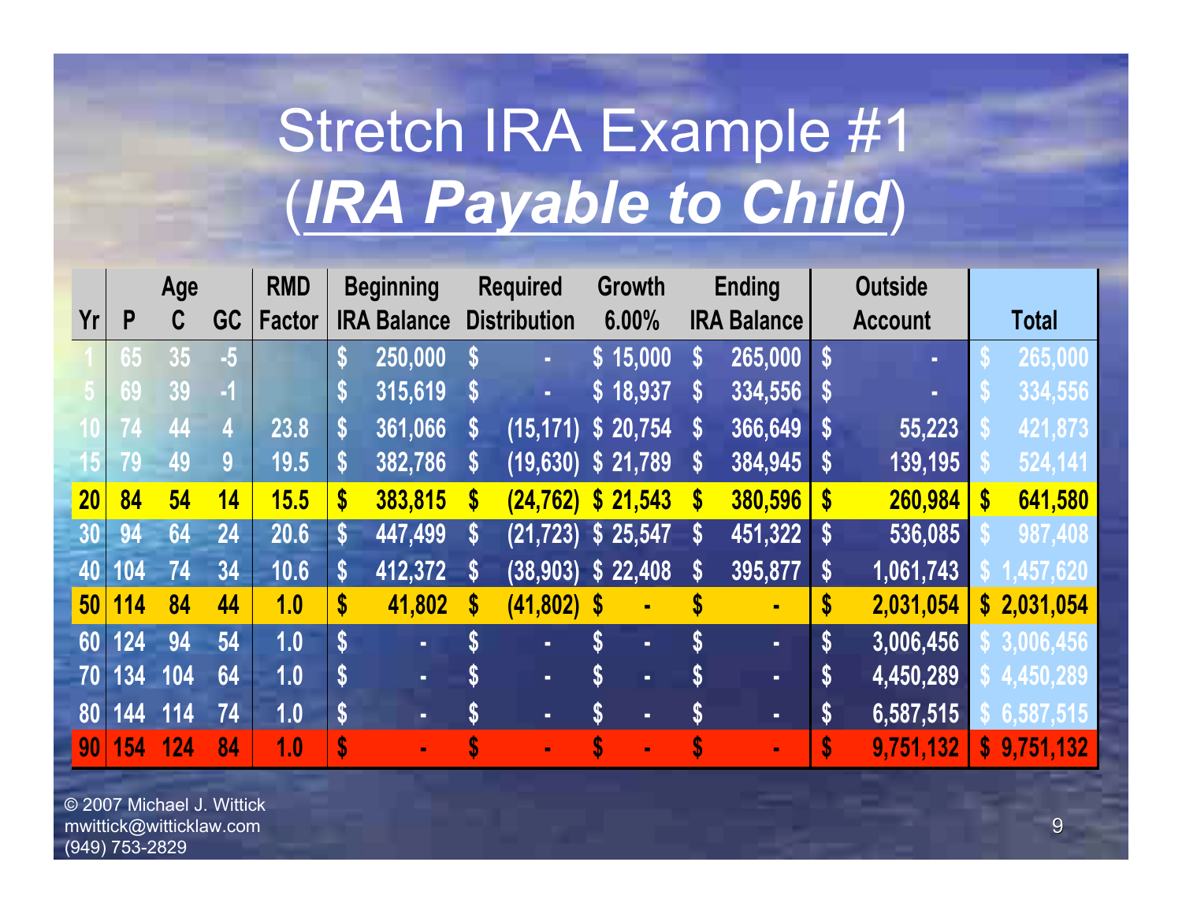# Stretch IRA Example #1 (***IRA Payable to Child***)

| Yr | Age P | Age C | Age GC | RMD Factor | Beginning IRA Balance | Required Distribution | Growth 6.00% | Ending IRA Balance | Outside Account | Total |
|---|---|---|---|---|---|---|---|---|---|---|
| 1 | 65 | 35 | -5 | | $ 250,000 | $ - | $ 15,000 | $ 265,000 | $ - | $ 265,000 |
| 5 | 69 | 39 | -1 | | $ 315,619 | $ - | $ 18,937 | $ 334,556 | $ - | $ 334,556 |
| 10 | 74 | 44 | 4 | 23.8 | $ 361,066 | $ (15,171) | $ 20,754 | $ 366,649 | $ 55,223 | $ 421,873 |
| 15 | 79 | 49 | 9 | 19.5 | $ 382,786 | $ (19,630) | $ 21,789 | $ 384,945 | $ 139,195 | $ 524,141 |
| 20 | 84 | 54 | 14 | 15.5 | $ 383,815 | $ (24,762) | $ 21,543 | $ 380,596 | $ 260,984 | $ 641,580 |
| 30 | 94 | 64 | 24 | 20.6 | $ 447,499 | $ (21,723) | $ 25,547 | $ 451,322 | $ 536,085 | $ 987,408 |
| 40 | 104 | 74 | 34 | 10.6 | $ 412,372 | $ (38,903) | $ 22,408 | $ 395,877 | $ 1,061,743 | $ 1,457,620 |
| 50 | 114 | 84 | 44 | 1.0 | $ 41,802 | $ (41,802) | $ - | $ - | $ 2,031,054 | $ 2,031,054 |
| 60 | 124 | 94 | 54 | 1.0 | $ - | $ - | $ - | $ - | $ 3,006,456 | $ 3,006,456 |
| 70 | 134 | 104 | 64 | 1.0 | $ - | $ - | $ - | $ - | $ 4,450,289 | $ 4,450,289 |
| 80 | 144 | 114 | 74 | 1.0 | $ - | $ - | $ - | $ - | $ 6,587,515 | $ 6,587,515 |
| 90 | 154 | 124 | 84 | 1.0 | $ - | $ - | $ - | $ - | $ 9,751,132 | $ 9,751,132 |

© 2007 Michael J. Wittick
mwittick@witticklaw.com
(949) 753-2829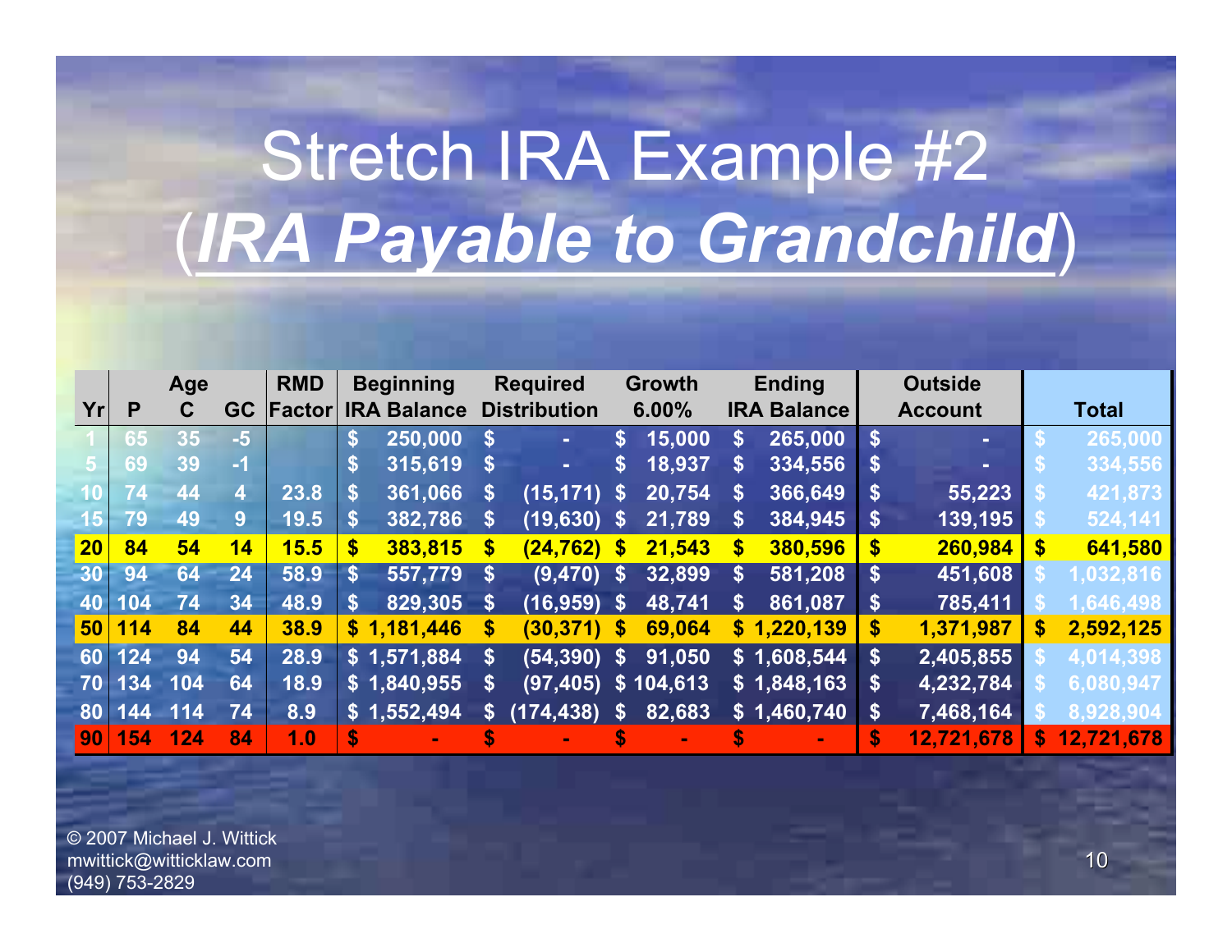# Stretch IRA Example #2

## (***IRA Payable to Grandchild***)

| Yr | Age P | Age C | Age GC | RMD Factor | Beginning IRA Balance | Required Distribution | Growth 6.00% | Ending IRA Balance | Outside Account | Total |
|---|---|---|---|---|---|---|---|---|---|---|
| 1 | 65 | 35 | -5 | | $ 250,000 | $ - | $ 15,000 | $ 265,000 | $ - | $ 265,000 |
| 5 | 69 | 39 | -1 | | $ 315,619 | $ - | $ 18,937 | $ 334,556 | $ - | $ 334,556 |
| 10 | 74 | 44 | 4 | 23.8 | $ 361,066 | $ (15,171) | $ 20,754 | $ 366,649 | $ 55,223 | $ 421,873 |
| 15 | 79 | 49 | 9 | 19.5 | $ 382,786 | $ (19,630) | $ 21,789 | $ 384,945 | $ 139,195 | $ 524,141 |
| **20** | **84** | **54** | **14** | **15.5** | **$ 383,815** | **$ (24,762)** | **$ 21,543** | **$ 380,596** | **$ 260,984** | **$ 641,580** |
| 30 | 94 | 64 | 24 | 58.9 | $ 557,779 | $ (9,470) | $ 32,899 | $ 581,208 | $ 451,608 | $ 1,032,816 |
| 40 | 104 | 74 | 34 | 48.9 | $ 829,305 | $ (16,959) | $ 48,741 | $ 861,087 | $ 785,411 | $ 1,646,498 |
| **50** | **114** | **84** | **44** | **38.9** | **$ 1,181,446** | **$ (30,371)** | **$ 69,064** | **$ 1,220,139** | **$ 1,371,987** | **$ 2,592,125** |
| 60 | 124 | 94 | 54 | 28.9 | $ 1,571,884 | $ (54,390) | $ 91,050 | $ 1,608,544 | $ 2,405,855 | $ 4,014,398 |
| 70 | 134 | 104 | 64 | 18.9 | $ 1,840,955 | $ (97,405) | $ 104,613 | $ 1,848,163 | $ 4,232,784 | $ 6,080,947 |
| 80 | 144 | 114 | 74 | 8.9 | $ 1,552,494 | $ (174,438) | $ 82,683 | $ 1,460,740 | $ 7,468,164 | $ 8,928,904 |
| **90** | **154** | **124** | **84** | **1.0** | **$ -** | **$ -** | **$ -** | **$ -** | **$ 12,721,678** | **$ 12,721,678** |

© 2007 Michael J. Wittick
mwittick@witticklaw.com
(949) 753-2829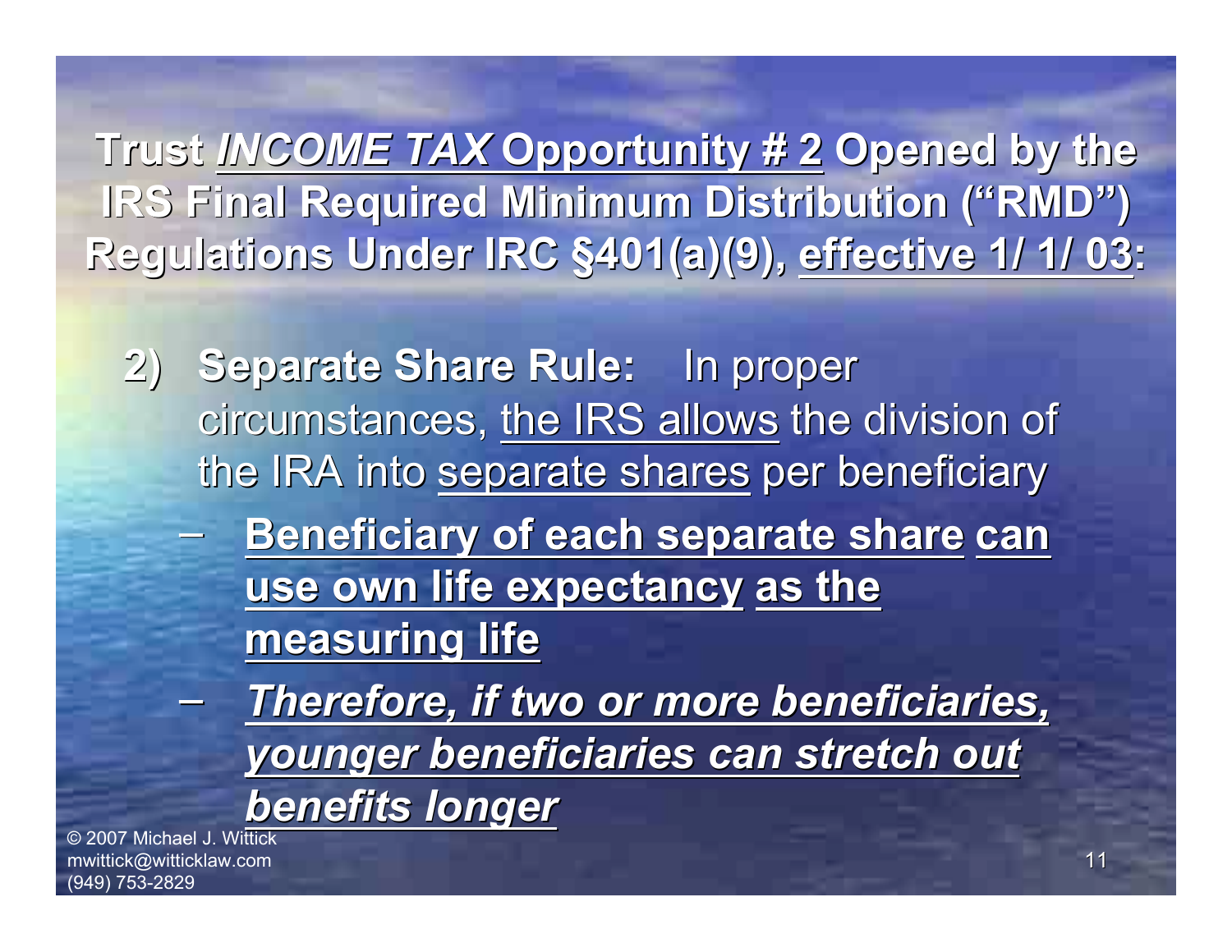## Trust *INCOME TAX* Opportunity # 2 Opened by the IRS Final Required Minimum Distribution ("RMD") Regulations Under IRC §401(a)(9), effective 1/ 1/ 03:

2) **Separate Share Rule:** In proper circumstances, the IRS allows the division of the IRA into separate shares per beneficiary

   – **Beneficiary of each separate share can use own life expectancy as the measuring life**

   – ***Therefore, if two or more beneficiaries, younger beneficiaries can stretch out benefits longer***

© 2007 Michael J. Wittick
mwittick@witticklaw.com
(949) 753-2829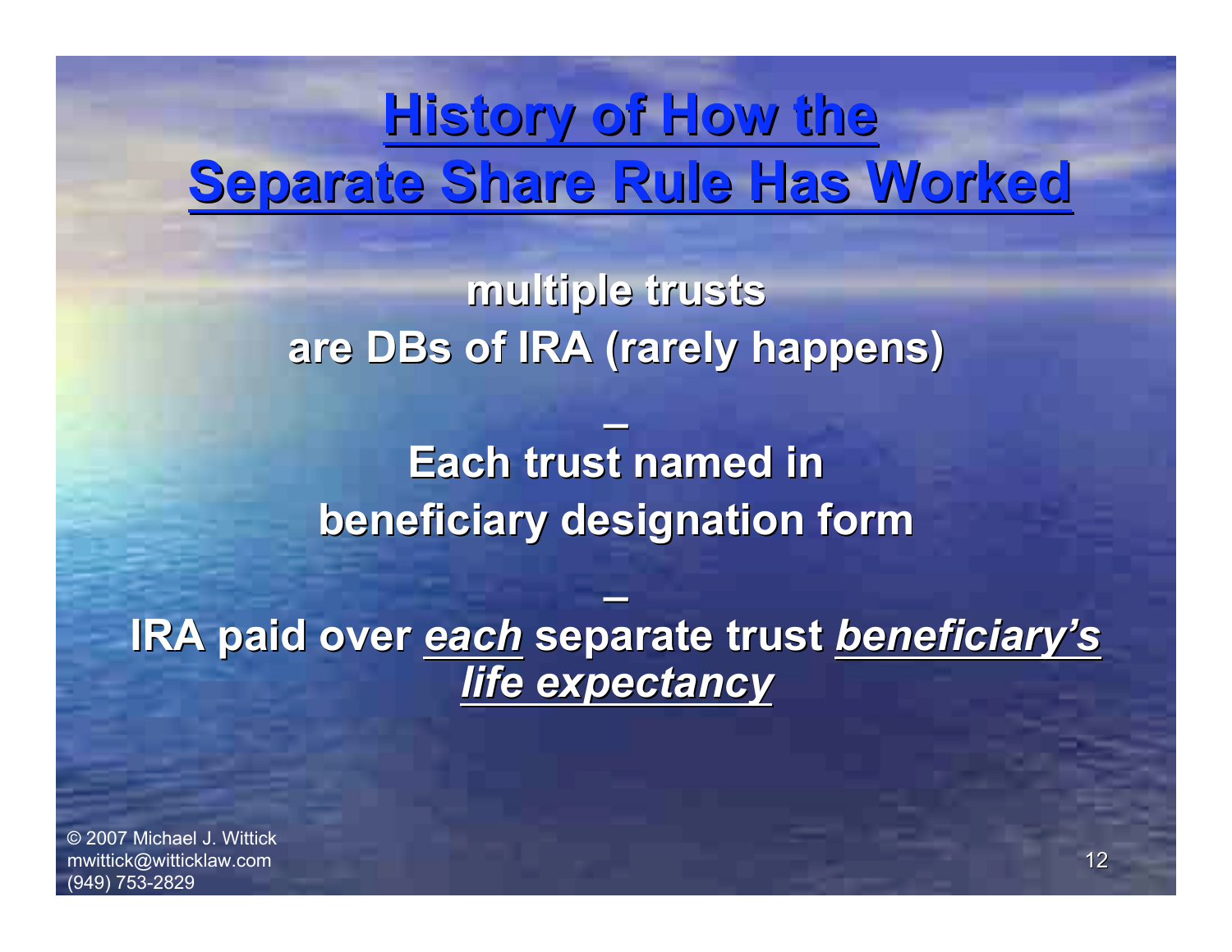# History of How the Separate Share Rule Has Worked

multiple trusts
are DBs of IRA (rarely happens)

–
Each trust named in
beneficiary designation form

–
IRA paid over *each* separate trust *beneficiary's life expectancy*

© 2007 Michael J. Wittick
mwittick@witticklaw.com
(949) 753-2829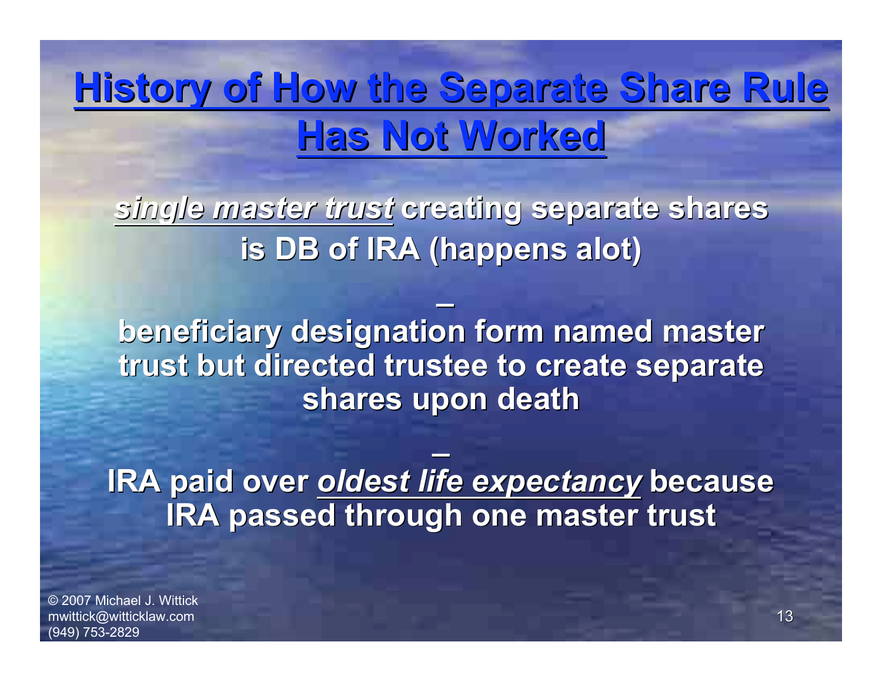# History of How the Separate Share Rule Has Not Worked

***single master trust*** **creating separate shares is DB of IRA (happens alot)**

**–**

**beneficiary designation form named master trust but directed trustee to create separate shares upon death**

**–**

**IRA paid over** ***oldest life expectancy*** **because IRA passed through one master trust**

© 2007 Michael J. Wittick
mwittick@witticklaw.com
(949) 753-2829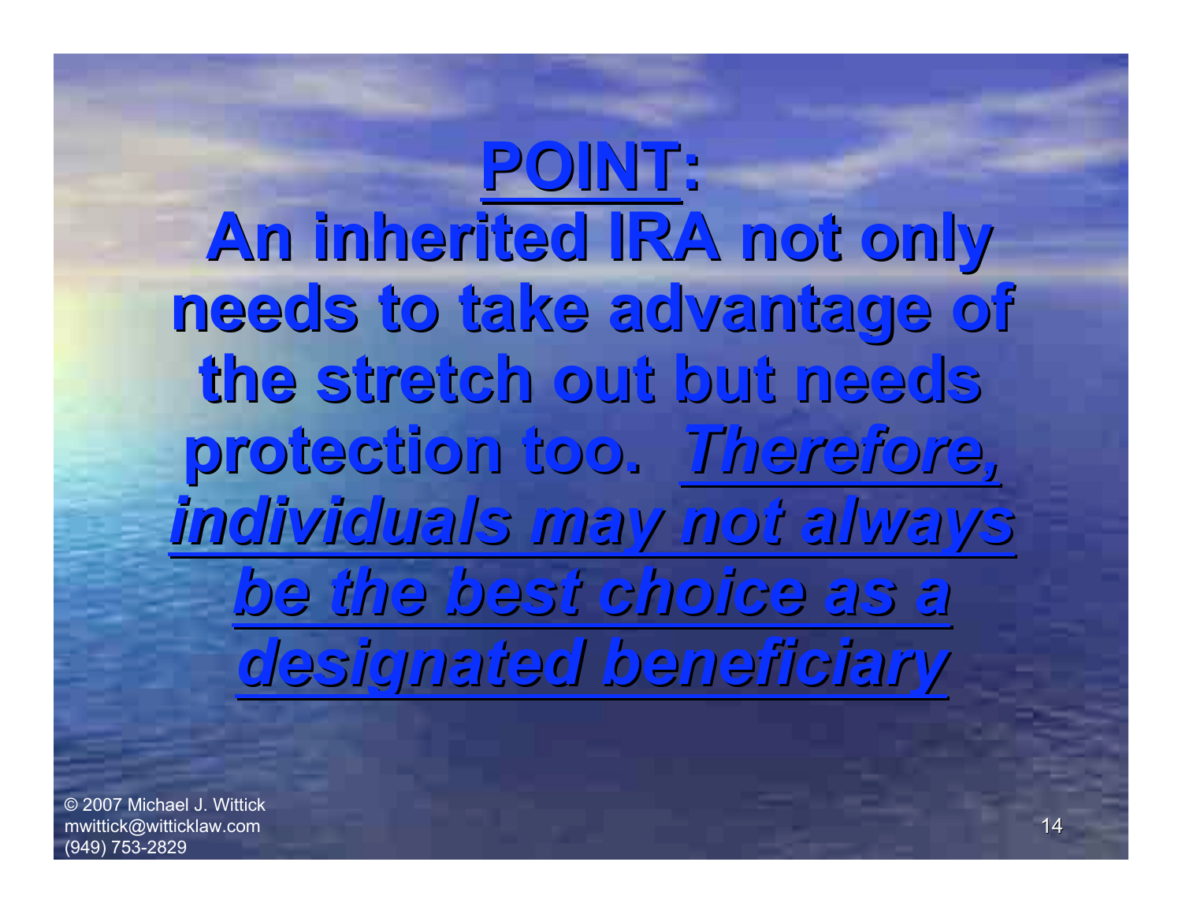# **POINT:**

**An inherited IRA not only needs to take advantage of the stretch out but needs protection too. *Therefore, individuals may not always be the best choice as a designated beneficiary***

© 2007 Michael J. Wittick
mwittick@witticklaw.com
(949) 753-2829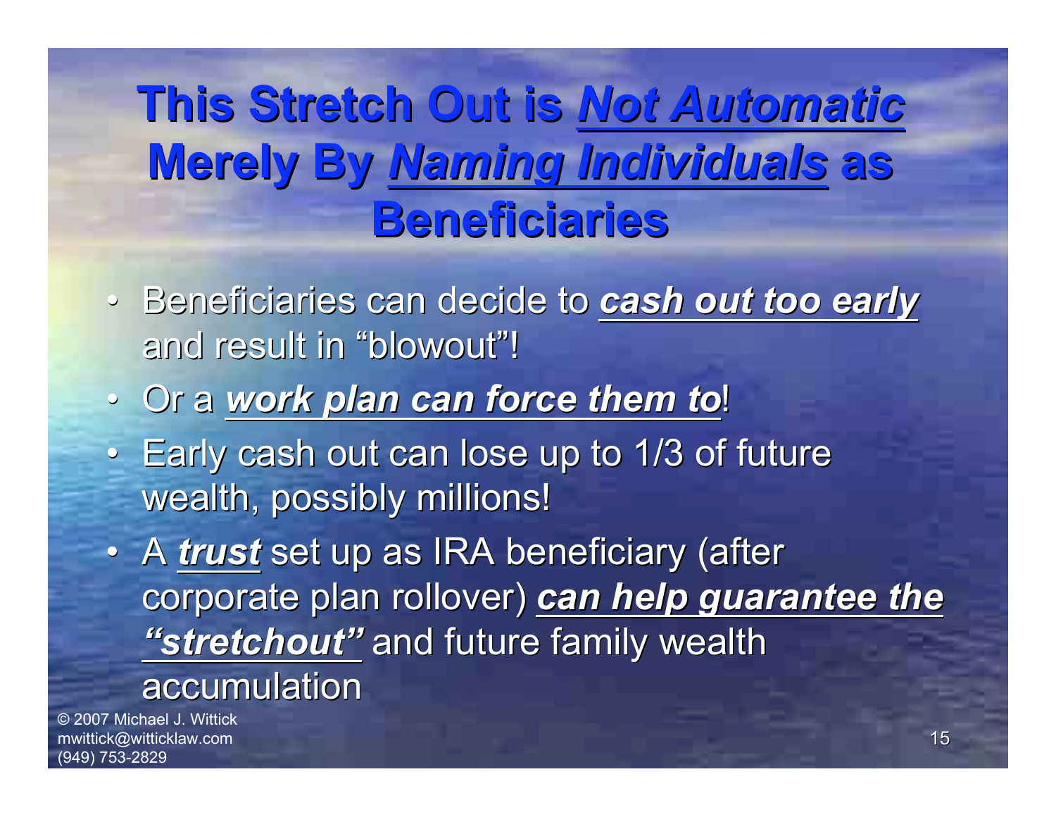# This Stretch Out is ***Not Automatic*** Merely By ***Naming Individuals*** as Beneficiaries

- Beneficiaries can decide to ***cash out too early*** and result in "blowout"!
- Or a ***work plan can force them to***!
- Early cash out can lose up to 1/3 of future wealth, possibly millions!
- A ***trust*** set up as IRA beneficiary (after corporate plan rollover) ***can help guarantee the "stretchout"*** and future family wealth accumulation

© 2007 Michael J. Wittick
mwittick@witticklaw.com
(949) 753-2829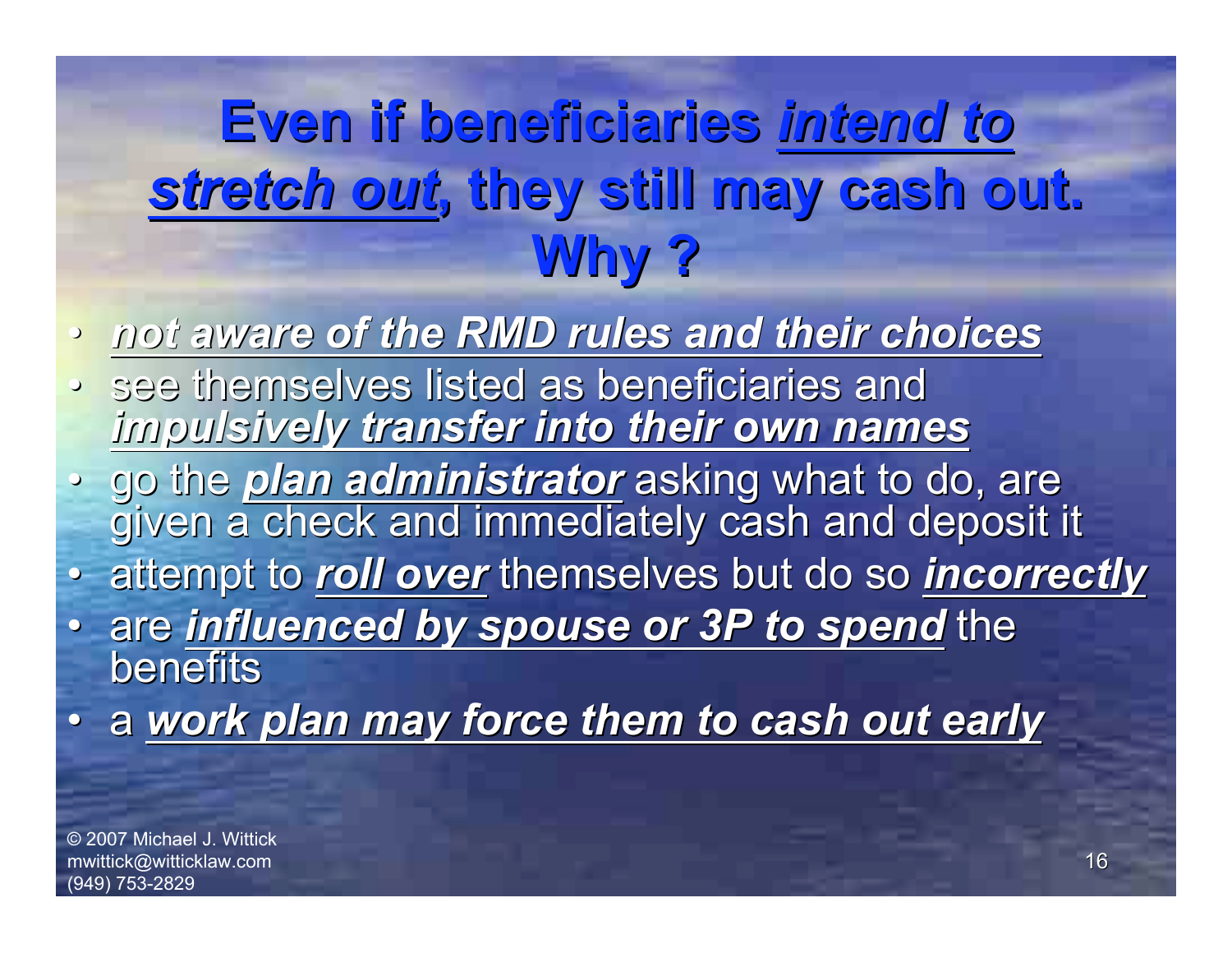# Even if beneficiaries ***intend to stretch out***, they still may cash out. Why ?

- ***not aware of the RMD rules and their choices***
- see themselves listed as beneficiaries and ***impulsively transfer into their own names***
- go the ***plan administrator*** asking what to do, are given a check and immediately cash and deposit it
- attempt to ***roll over*** themselves but do so ***incorrectly***
- are ***influenced by spouse or 3P to spend*** the benefits
- a ***work plan may force them to cash out early***

© 2007 Michael J. Wittick
mwittick@witticklaw.com
(949) 753-2829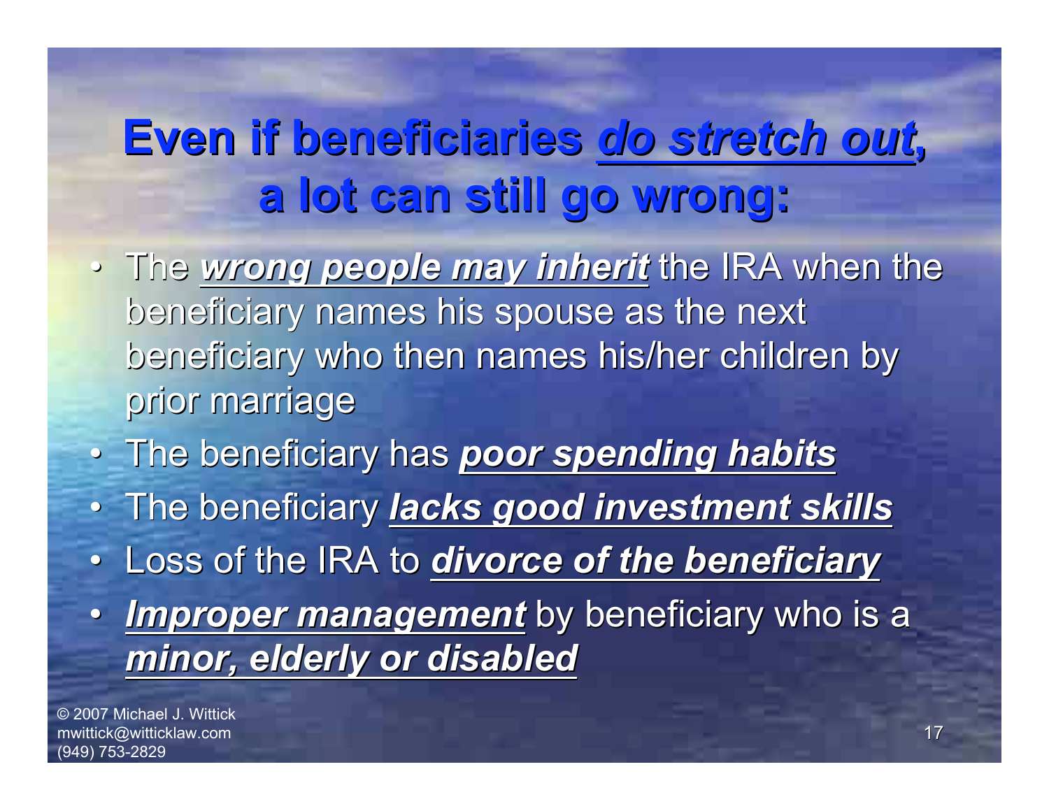# Even if beneficiaries ***do stretch out***, a lot can still go wrong:

- The ***wrong people may inherit*** the IRA when the beneficiary names his spouse as the next beneficiary who then names his/her children by prior marriage
- The beneficiary has ***poor spending habits***
- The beneficiary ***lacks good investment skills***
- Loss of the IRA to ***divorce of the beneficiary***
- ***Improper management*** by beneficiary who is a ***minor, elderly or disabled***

© 2007 Michael J. Wittick
mwittick@witticklaw.com
(949) 753-2829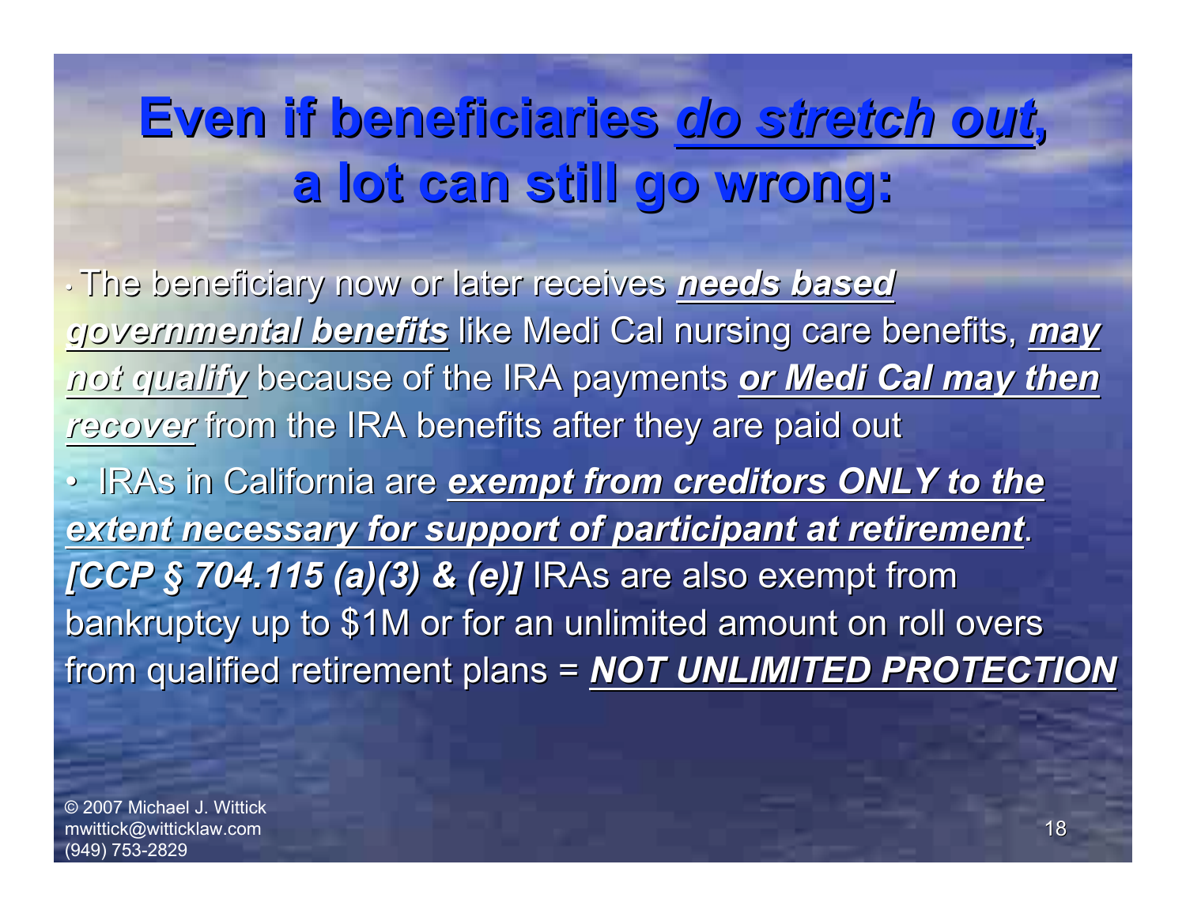# Even if beneficiaries *do stretch out*, a lot can still go wrong:

- The beneficiary now or later receives ***needs based governmental benefits*** like Medi Cal nursing care benefits, ***may not qualify*** because of the IRA payments ***or Medi Cal may then recover*** from the IRA benefits after they are paid out
- IRAs in California are ***exempt from creditors ONLY to the extent necessary for support of participant at retirement***. ***[CCP § 704.115 (a)(3) & (e)]*** IRAs are also exempt from bankruptcy up to $1M or for an unlimited amount on roll overs from qualified retirement plans = ***NOT UNLIMITED PROTECTION***

© 2007 Michael J. Wittick
mwittick@witticklaw.com
(949) 753-2829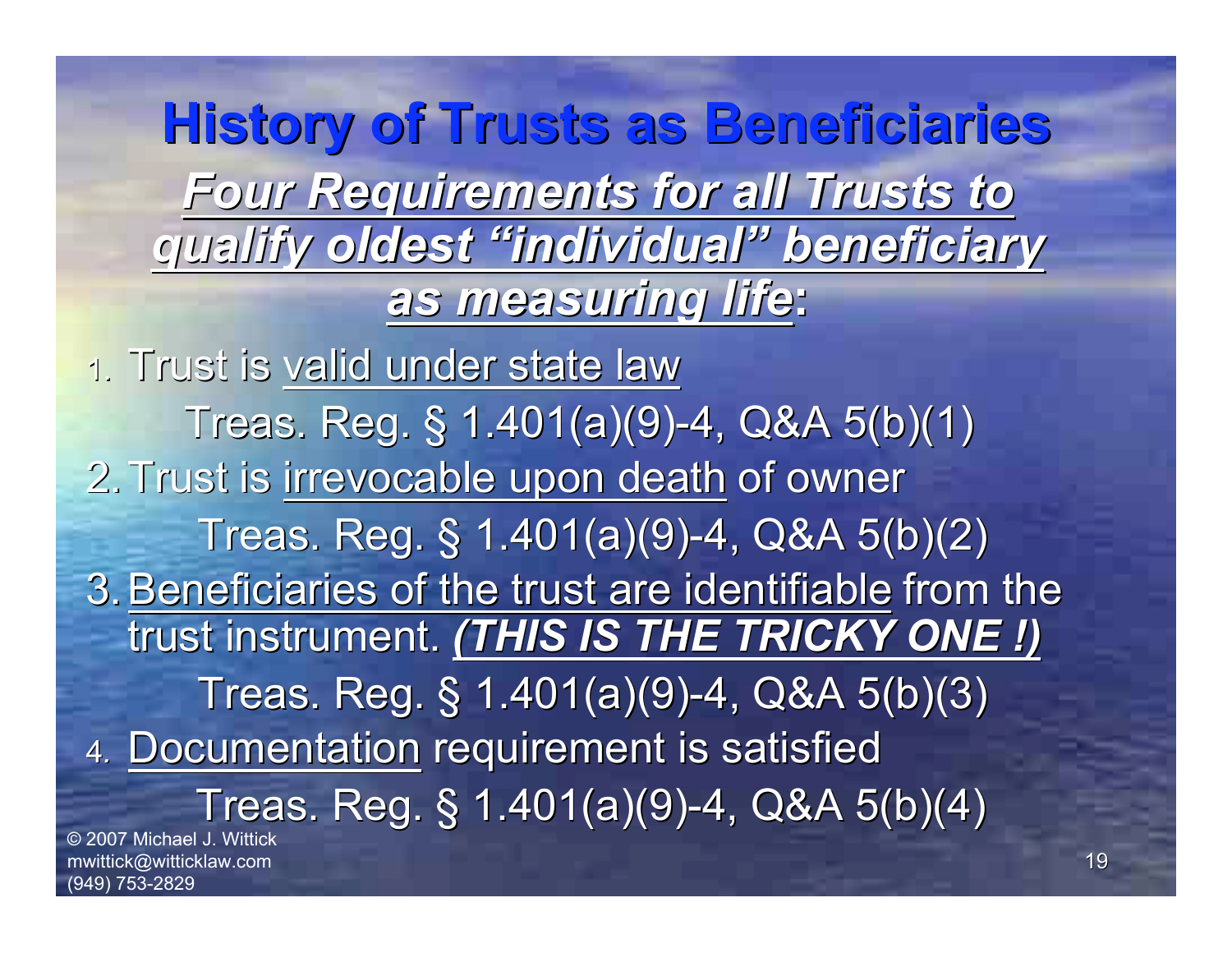# History of Trusts as Beneficiaries

## ***Four Requirements for all Trusts to qualify oldest "individual" beneficiary as measuring life*:**

1. Trust is valid under state law

   Treas. Reg. § 1.401(a)(9)-4, Q&A 5(b)(1)

2. Trust is irrevocable upon death of owner

   Treas. Reg. § 1.401(a)(9)-4, Q&A 5(b)(2)

3. Beneficiaries of the trust are identifiable from the trust instrument. ***(THIS IS THE TRICKY ONE !)***

   Treas. Reg. § 1.401(a)(9)-4, Q&A 5(b)(3)

4. Documentation requirement is satisfied

   Treas. Reg. § 1.401(a)(9)-4, Q&A 5(b)(4)

© 2007 Michael J. Wittick
mwittick@witticklaw.com
(949) 753-2829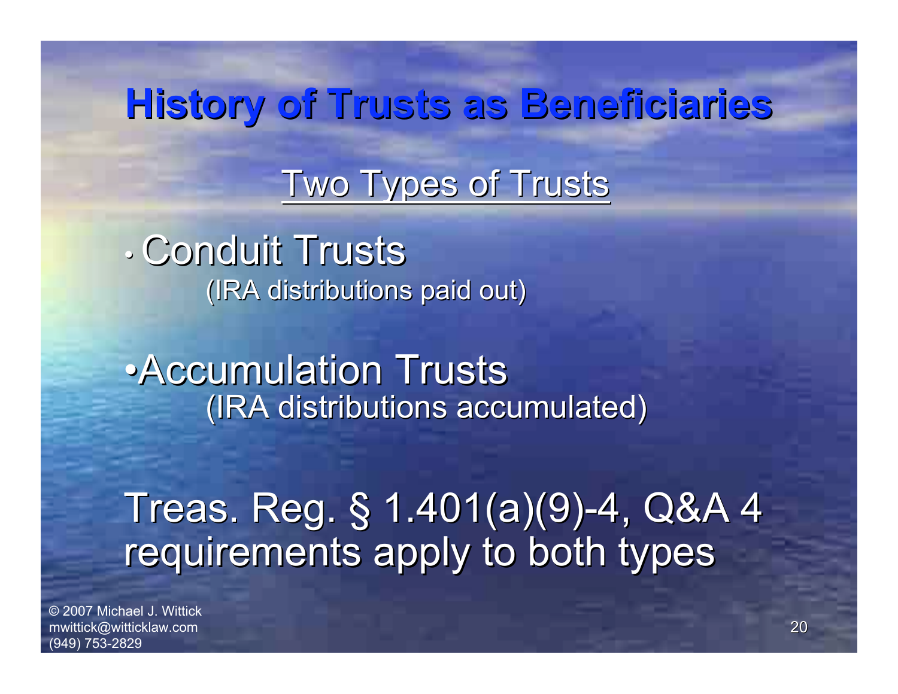# History of Trusts as Beneficiaries

## Two Types of Trusts

- Conduit Trusts
  (IRA distributions paid out)

- Accumulation Trusts
  (IRA distributions accumulated)

Treas. Reg. § 1.401(a)(9)-4, Q&A 4 requirements apply to both types

© 2007 Michael J. Wittick
mwittick@witticklaw.com
(949) 753-2829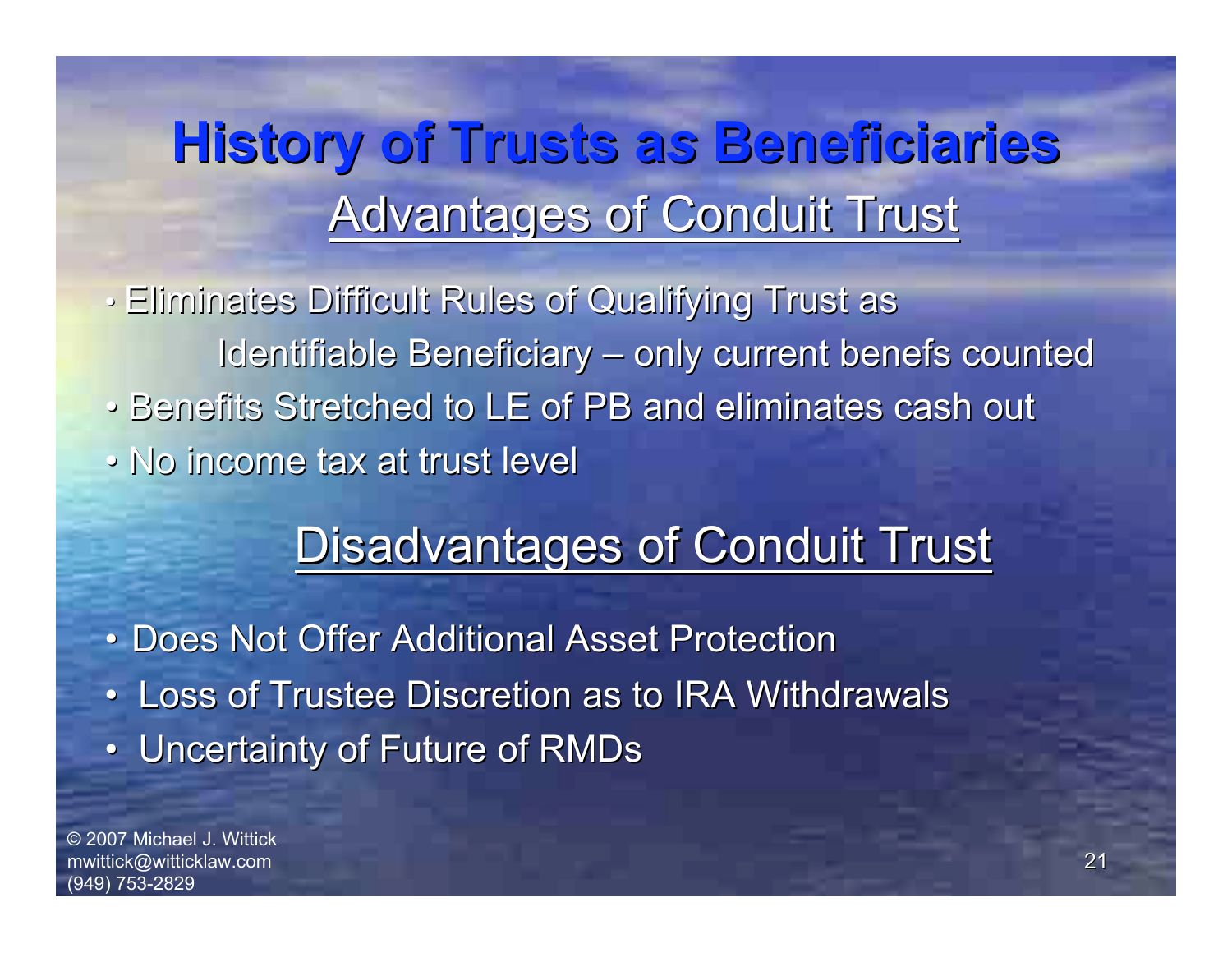# History of Trusts as Beneficiaries

## Advantages of Conduit Trust

- Eliminates Difficult Rules of Qualifying Trust as Identifiable Beneficiary – only current benefs counted
- Benefits Stretched to LE of PB and eliminates cash out
- No income tax at trust level

## Disadvantages of Conduit Trust

- Does Not Offer Additional Asset Protection
- Loss of Trustee Discretion as to IRA Withdrawals
- Uncertainty of Future of RMDs

© 2007 Michael J. Wittick
mwittick@witticklaw.com
(949) 753-2829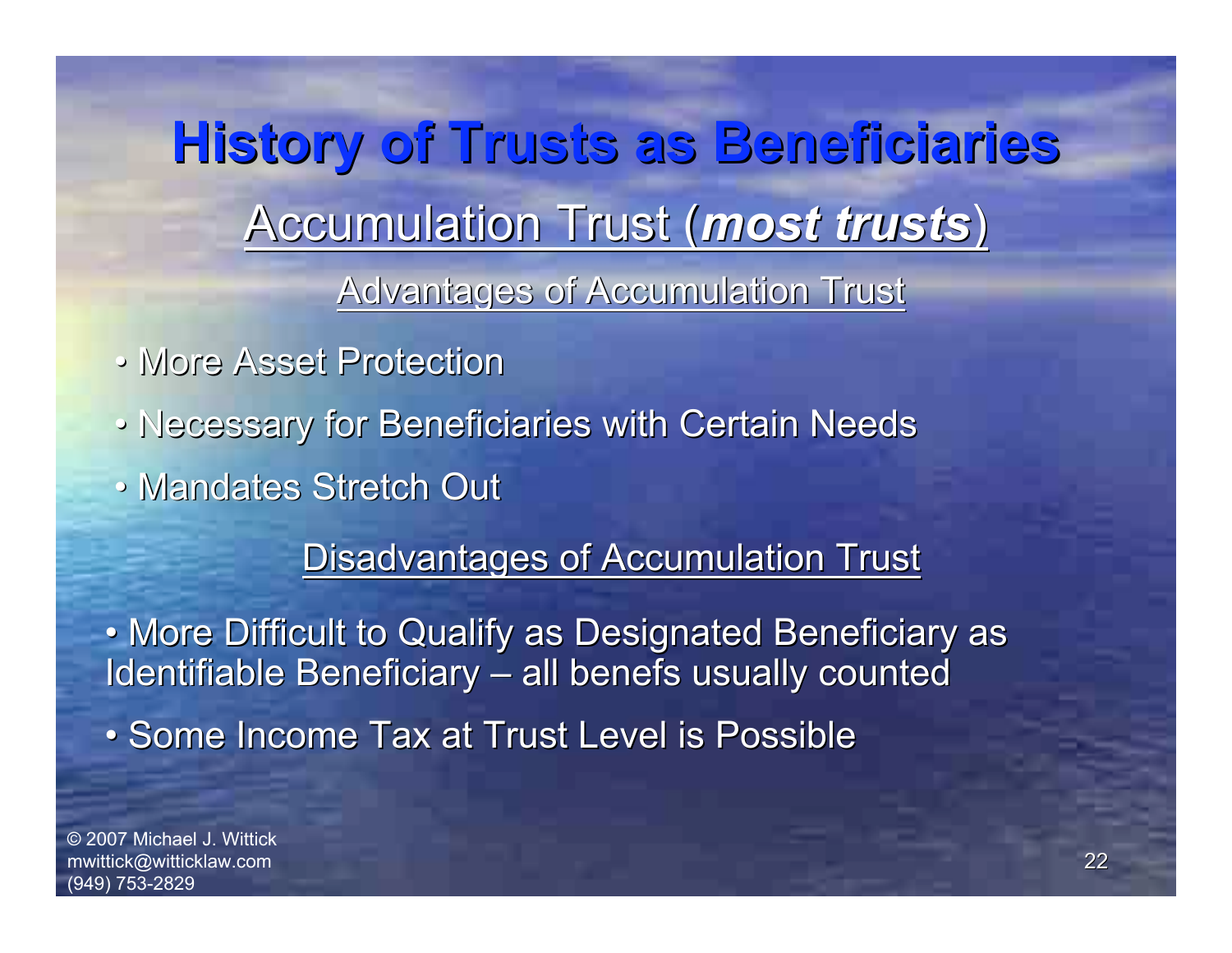# History of Trusts as Beneficiaries

## Accumulation Trust (***most trusts***)

### Advantages of Accumulation Trust

- More Asset Protection
- Necessary for Beneficiaries with Certain Needs
- Mandates Stretch Out

### Disadvantages of Accumulation Trust

- More Difficult to Qualify as Designated Beneficiary as Identifiable Beneficiary – all benefs usually counted
- Some Income Tax at Trust Level is Possible

© 2007 Michael J. Wittick
mwittick@witticklaw.com
(949) 753-2829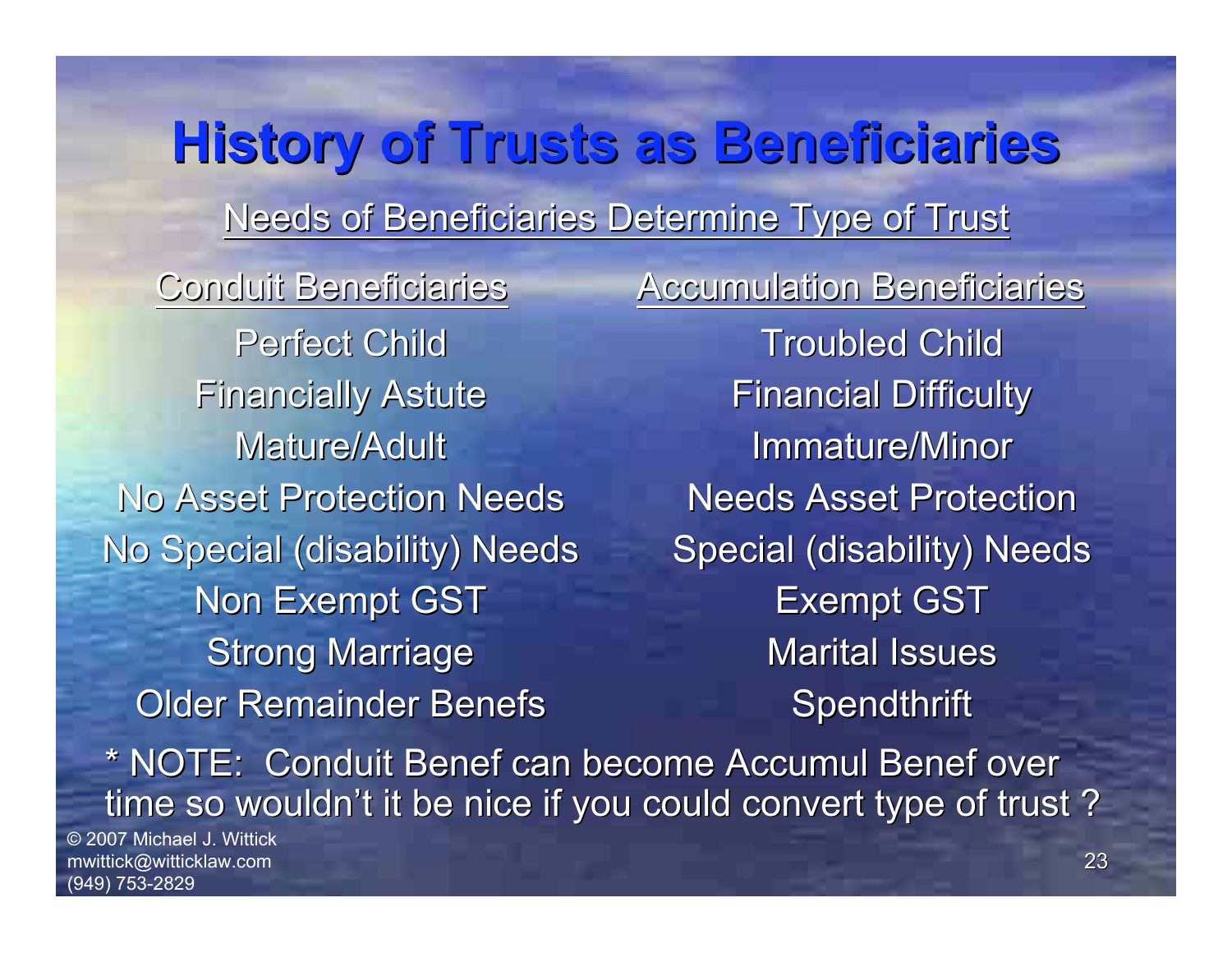# History of Trusts as Beneficiaries

Needs of Beneficiaries Determine Type of Trust

| Conduit Beneficiaries | Accumulation Beneficiaries |
| --- | --- |
| Perfect Child | Troubled Child |
| Financially Astute | Financial Difficulty |
| Mature/Adult | Immature/Minor |
| No Asset Protection Needs | Needs Asset Protection |
| No Special (disability) Needs | Special (disability) Needs |
| Non Exempt GST | Exempt GST |
| Strong Marriage | Marital Issues |
| Older Remainder Benefs | Spendthrift |

* NOTE: Conduit Benef can become Accumul Benef over time so wouldn't it be nice if you could convert type of trust ?

© 2007 Michael J. Wittick
mwittick@witticklaw.com
(949) 753-2829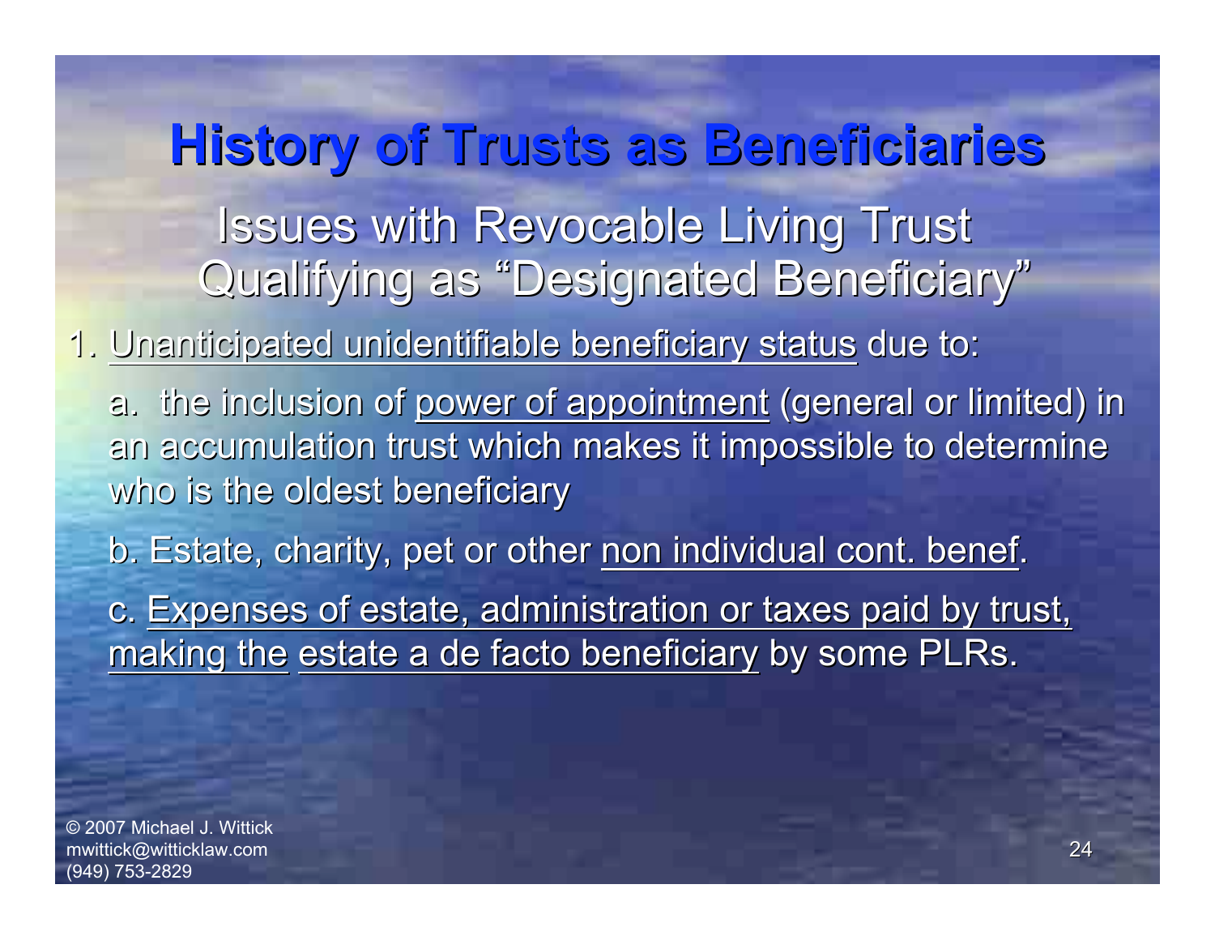# History of Trusts as Beneficiaries

## Issues with Revocable Living Trust Qualifying as "Designated Beneficiary"

1. Unanticipated unidentifiable beneficiary status due to:

   a. the inclusion of power of appointment (general or limited) in an accumulation trust which makes it impossible to determine who is the oldest beneficiary

   b. Estate, charity, pet or other non individual cont. benef.

   c. Expenses of estate, administration or taxes paid by trust, making the estate a de facto beneficiary by some PLRs.

© 2007 Michael J. Wittick
mwittick@witticklaw.com
(949) 753-2829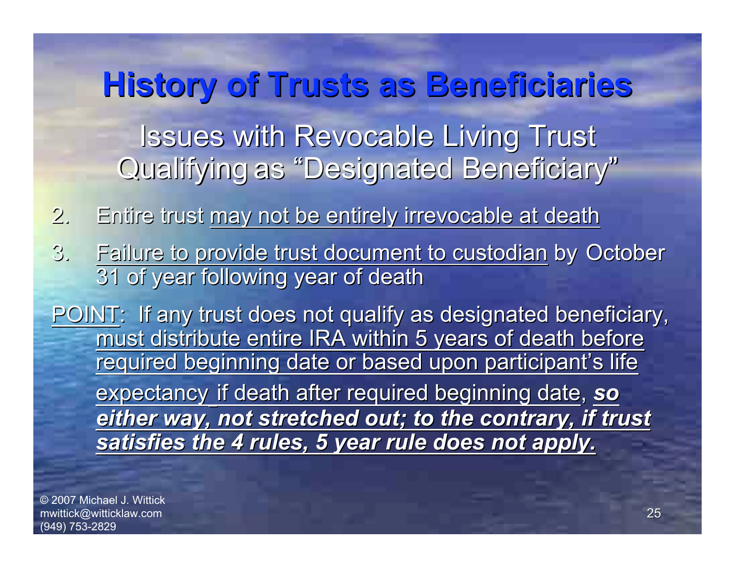# History of Trusts as Beneficiaries

## Issues with Revocable Living Trust Qualifying as "Designated Beneficiary"

2. Entire trust may not be entirely irrevocable at death
3. Failure to provide trust document to custodian by October 31 of year following year of death

POINT: If any trust does not qualify as designated beneficiary, must distribute entire IRA within 5 years of death before required beginning date or based upon participant's life expectancy if death after required beginning date, ***so either way, not stretched out; to the contrary, if trust satisfies the 4 rules, 5 year rule does not apply.***

© 2007 Michael J. Wittick
mwittick@witticklaw.com
(949) 753-2829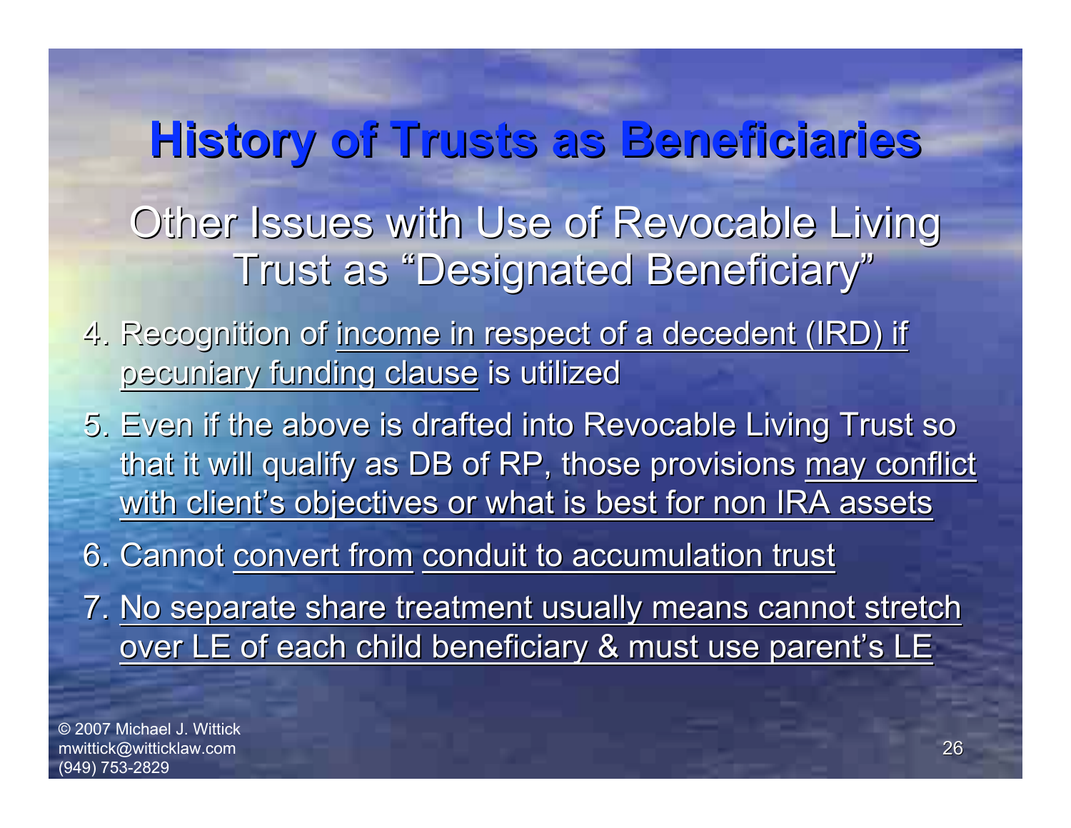# History of Trusts as Beneficiaries

## Other Issues with Use of Revocable Living Trust as "Designated Beneficiary"

4. Recognition of income in respect of a decedent (IRD) if pecuniary funding clause is utilized
5. Even if the above is drafted into Revocable Living Trust so that it will qualify as DB of RP, those provisions may conflict with client's objectives or what is best for non IRA assets
6. Cannot convert from conduit to accumulation trust
7. No separate share treatment usually means cannot stretch over LE of each child beneficiary & must use parent's LE

© 2007 Michael J. Wittick
mwittick@witticklaw.com
(949) 753-2829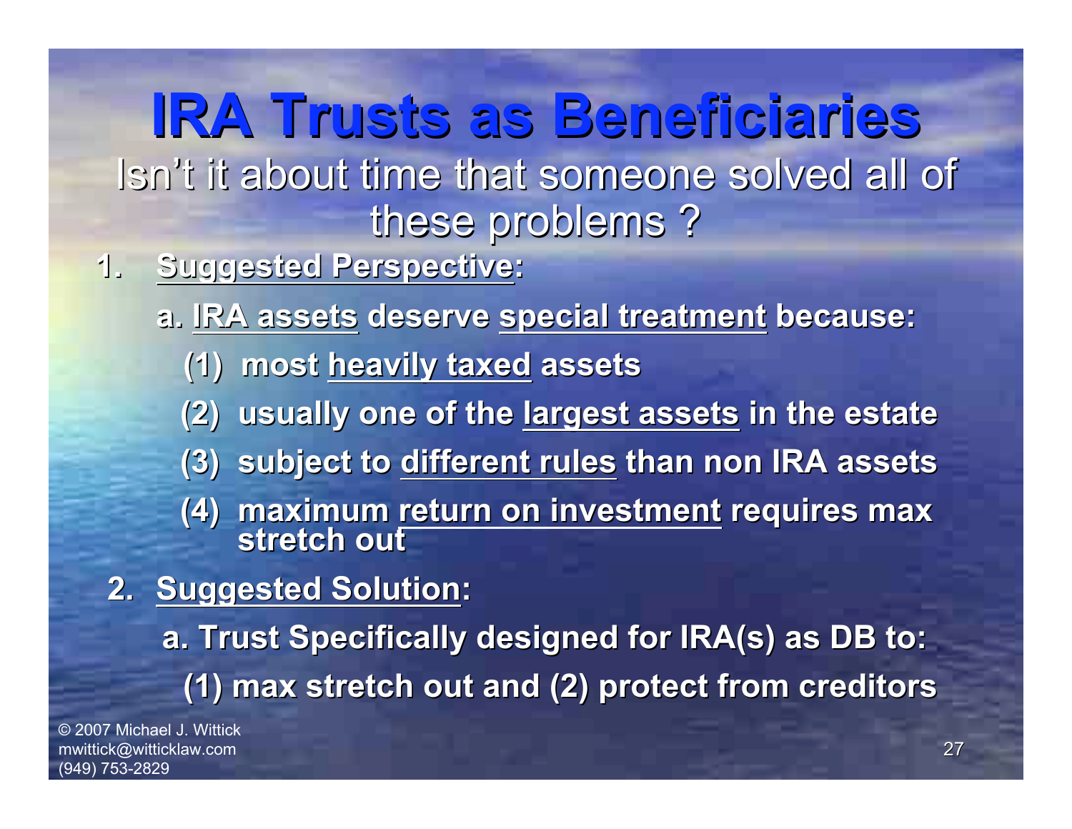# IRA Trusts as Beneficiaries

Isn't it about time that someone solved all of these problems ?

1. **Suggested Perspective:**

   a. **IRA assets deserve special treatment because:**

      (1) **most heavily taxed assets**

      (2) **usually one of the largest assets in the estate**

      (3) **subject to different rules than non IRA assets**

      (4) **maximum return on investment requires max stretch out**

2. **Suggested Solution:**

   a. **Trust Specifically designed for IRA(s) as DB to:**

      **(1) max stretch out and (2) protect from creditors**

© 2007 Michael J. Wittick
mwittick@witticklaw.com
(949) 753-2829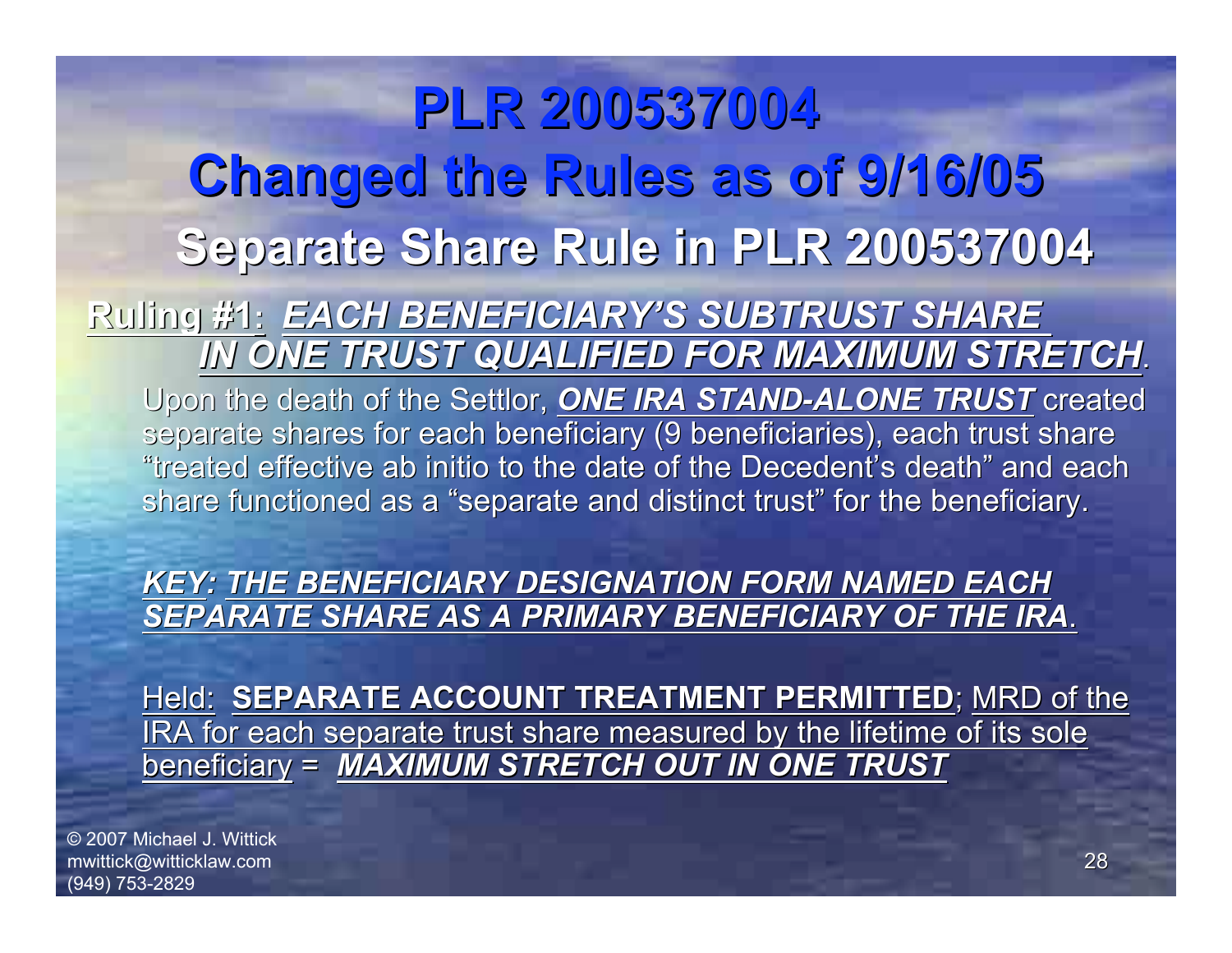# PLR 200537004

# Changed the Rules as of 9/16/05

## Separate Share Rule in PLR 200537004

**Ruling #1:** ***EACH BENEFICIARY'S SUBTRUST SHARE IN ONE TRUST QUALIFIED FOR MAXIMUM STRETCH***.

Upon the death of the Settlor, ***ONE IRA STAND-ALONE TRUST*** created separate shares for each beneficiary (9 beneficiaries), each trust share "treated effective ab initio to the date of the Decedent's death" and each share functioned as a "separate and distinct trust" for the beneficiary.

***KEY: THE BENEFICIARY DESIGNATION FORM NAMED EACH SEPARATE SHARE AS A PRIMARY BENEFICIARY OF THE IRA***.

Held: **SEPARATE ACCOUNT TREATMENT PERMITTED**; MRD of the IRA for each separate trust share measured by the lifetime of its sole beneficiary = ***MAXIMUM STRETCH OUT IN ONE TRUST***

© 2007 Michael J. Wittick
mwittick@witticklaw.com
(949) 753-2829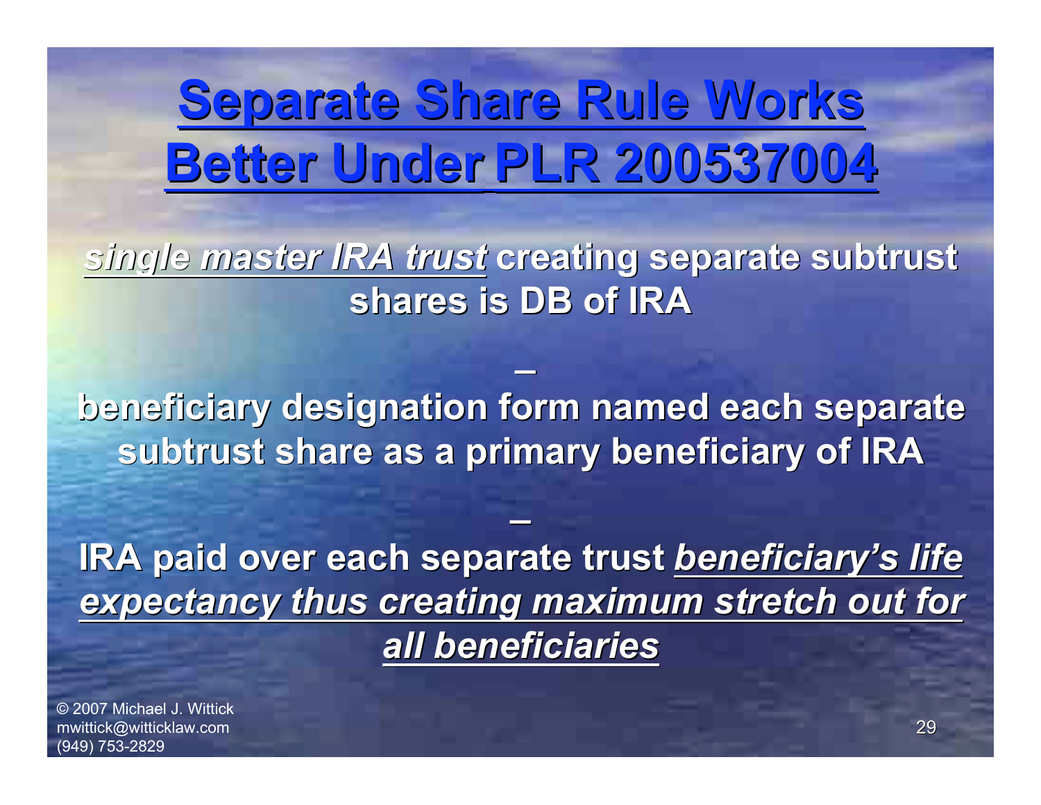# Separate Share Rule Works Better Under PLR 200537004

*single master IRA trust* **creating separate subtrust shares is DB of IRA**

–

**beneficiary designation form named each separate subtrust share as a primary beneficiary of IRA**

–

**IRA paid over each separate trust** ***beneficiary's life expectancy thus creating maximum stretch out for all beneficiaries***

© 2007 Michael J. Wittick
mwittick@witticklaw.com
(949) 753-2829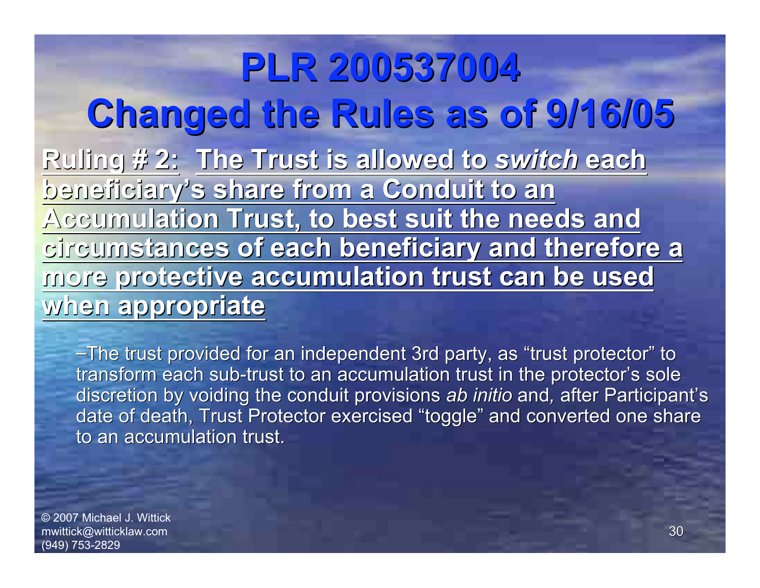# PLR 200537004 Changed the Rules as of 9/16/05

**Ruling # 2: The Trust is allowed to *switch* each beneficiary's share from a Conduit to an Accumulation Trust, to best suit the needs and circumstances of each beneficiary and therefore a more protective accumulation trust can be used when appropriate**

– The trust provided for an independent 3rd party, as "trust protector" to transform each sub-trust to an accumulation trust in the protector's sole discretion by voiding the conduit provisions *ab initio* and, after Participant's date of death, Trust Protector exercised "toggle" and converted one share to an accumulation trust.

© 2007 Michael J. Wittick
mwittick@witticklaw.com
(949) 753-2829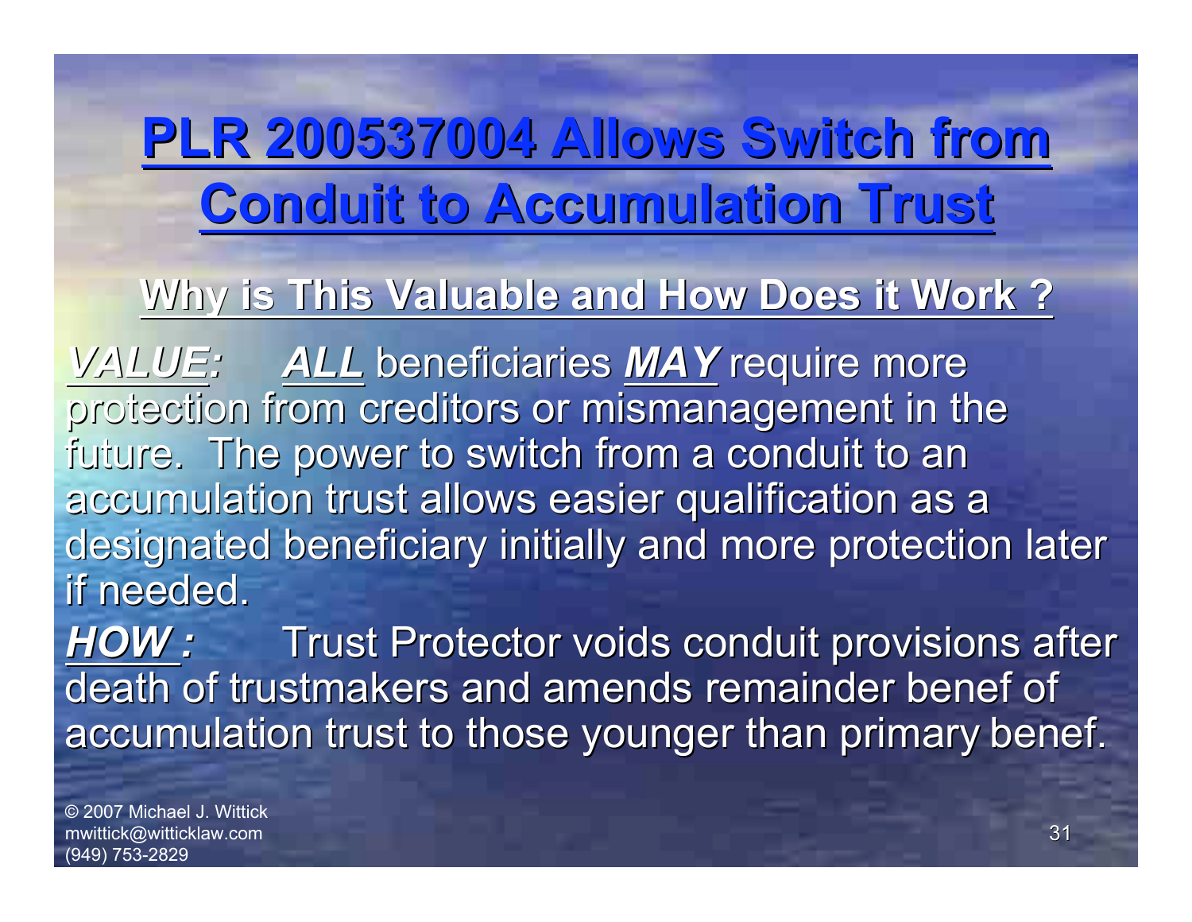# PLR 200537004 Allows Switch from Conduit to Accumulation Trust

## Why is This Valuable and How Does it Work ?

***VALUE:*** ***ALL*** beneficiaries ***MAY*** require more protection from creditors or mismanagement in the future. The power to switch from a conduit to an accumulation trust allows easier qualification as a designated beneficiary initially and more protection later if needed.

***HOW :*** Trust Protector voids conduit provisions after death of trustmakers and amends remainder benef of accumulation trust to those younger than primary benef.

© 2007 Michael J. Wittick
mwittick@witticklaw.com
(949) 753-2829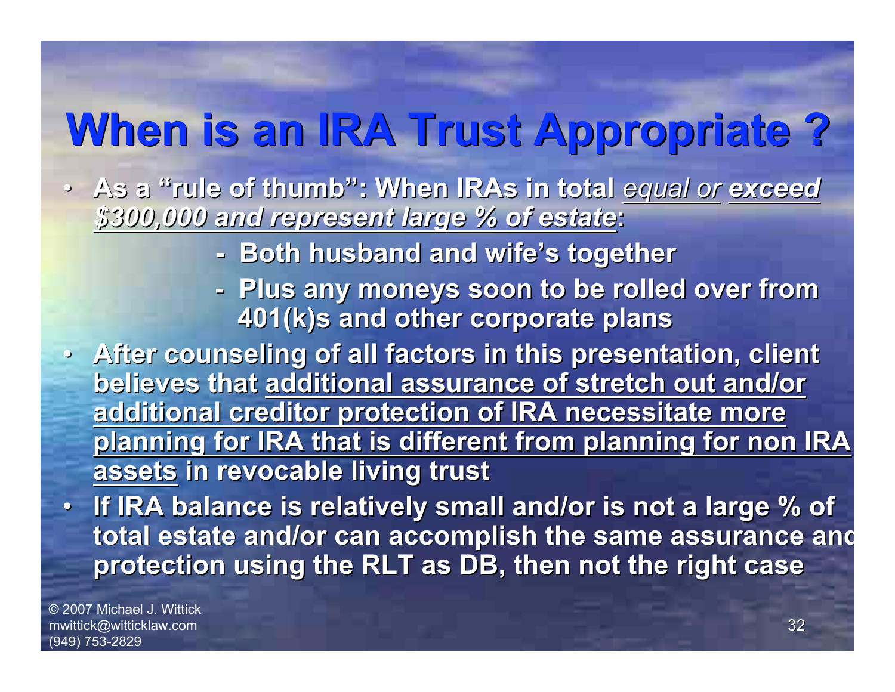# When is an IRA Trust Appropriate ?

- As a "rule of thumb": When IRAs in total *equal or* ***exceed $300,000 and represent large % of estate***:
  - Both husband and wife's together
  - Plus any moneys soon to be rolled over from 401(k)s and other corporate plans
- After counseling of all factors in this presentation, client believes that additional assurance of stretch out and/or additional creditor protection of IRA necessitate more planning for IRA that is different from planning for non IRA assets in revocable living trust
- If IRA balance is relatively small and/or is not a large % of total estate and/or can accomplish the same assurance and protection using the RLT as DB, then not the right case

© 2007 Michael J. Wittick
mwittick@witticklaw.com
(949) 753-2829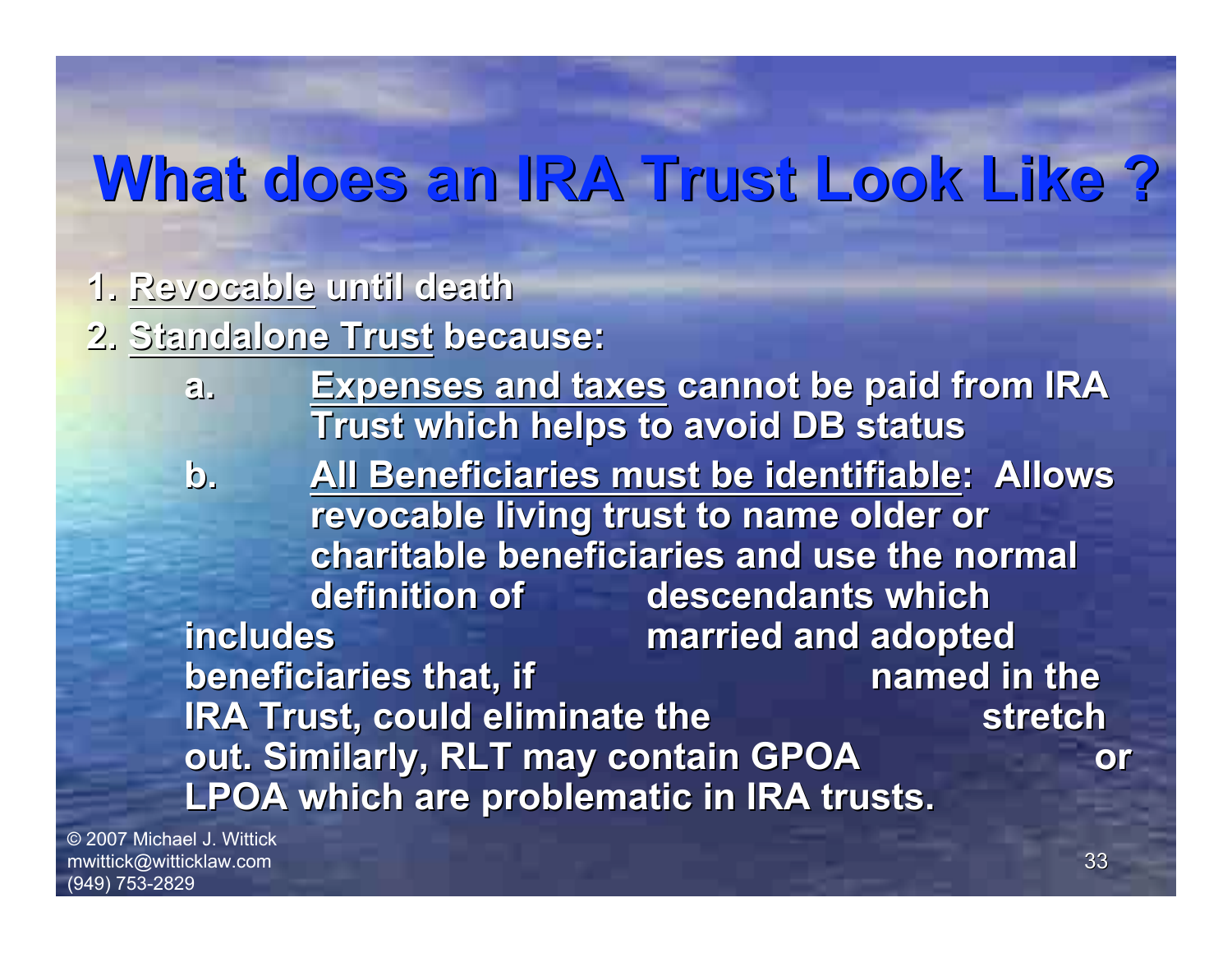# What does an IRA Trust Look Like ?

1. Revocable until death
2. Standalone Trust because:
   a. Expenses and taxes cannot be paid from IRA Trust which helps to avoid DB status
   b. All Beneficiaries must be identifiable: Allows revocable living trust to name older or charitable beneficiaries and use the normal definition of descendants which includes married and adopted beneficiaries that, if named in the IRA Trust, could eliminate the stretch out. Similarly, RLT may contain GPOA or LPOA which are problematic in IRA trusts.

© 2007 Michael J. Wittick
mwittick@witticklaw.com
(949) 753-2829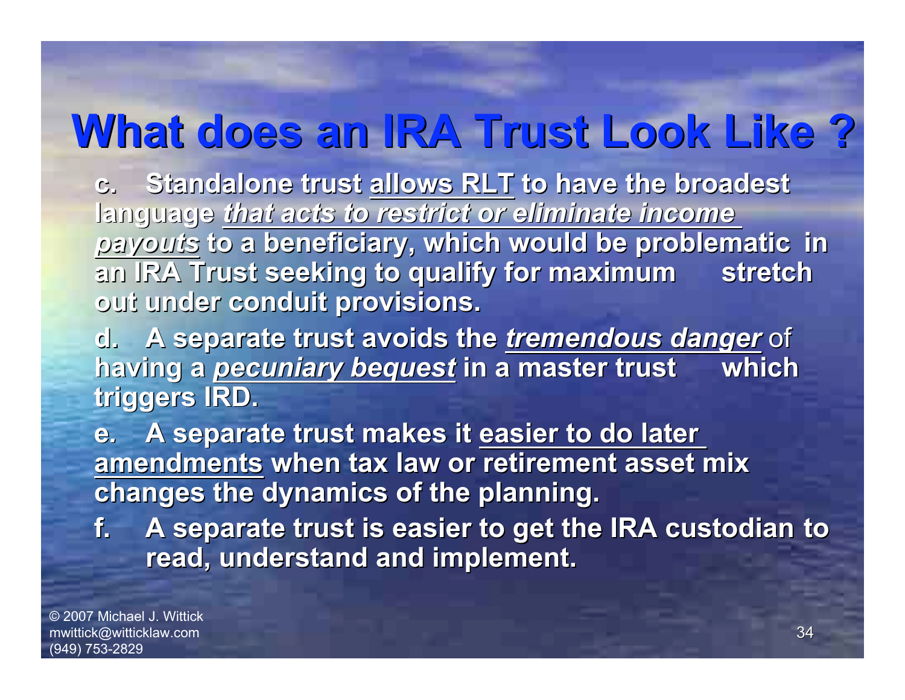# What does an IRA Trust Look Like ?

c. Standalone trust allows RLT to have the broadest language *that acts to restrict or eliminate income payouts* to a beneficiary, which would be problematic in an IRA Trust seeking to qualify for maximum stretch out under conduit provisions.

d. A separate trust avoids the ***tremendous danger*** of having a ***pecuniary bequest*** in a master trust which triggers IRD.

e. A separate trust makes it easier to do later amendments when tax law or retirement asset mix changes the dynamics of the planning.

f. A separate trust is easier to get the IRA custodian to read, understand and implement.

© 2007 Michael J. Wittick
mwittick@witticklaw.com
(949) 753-2829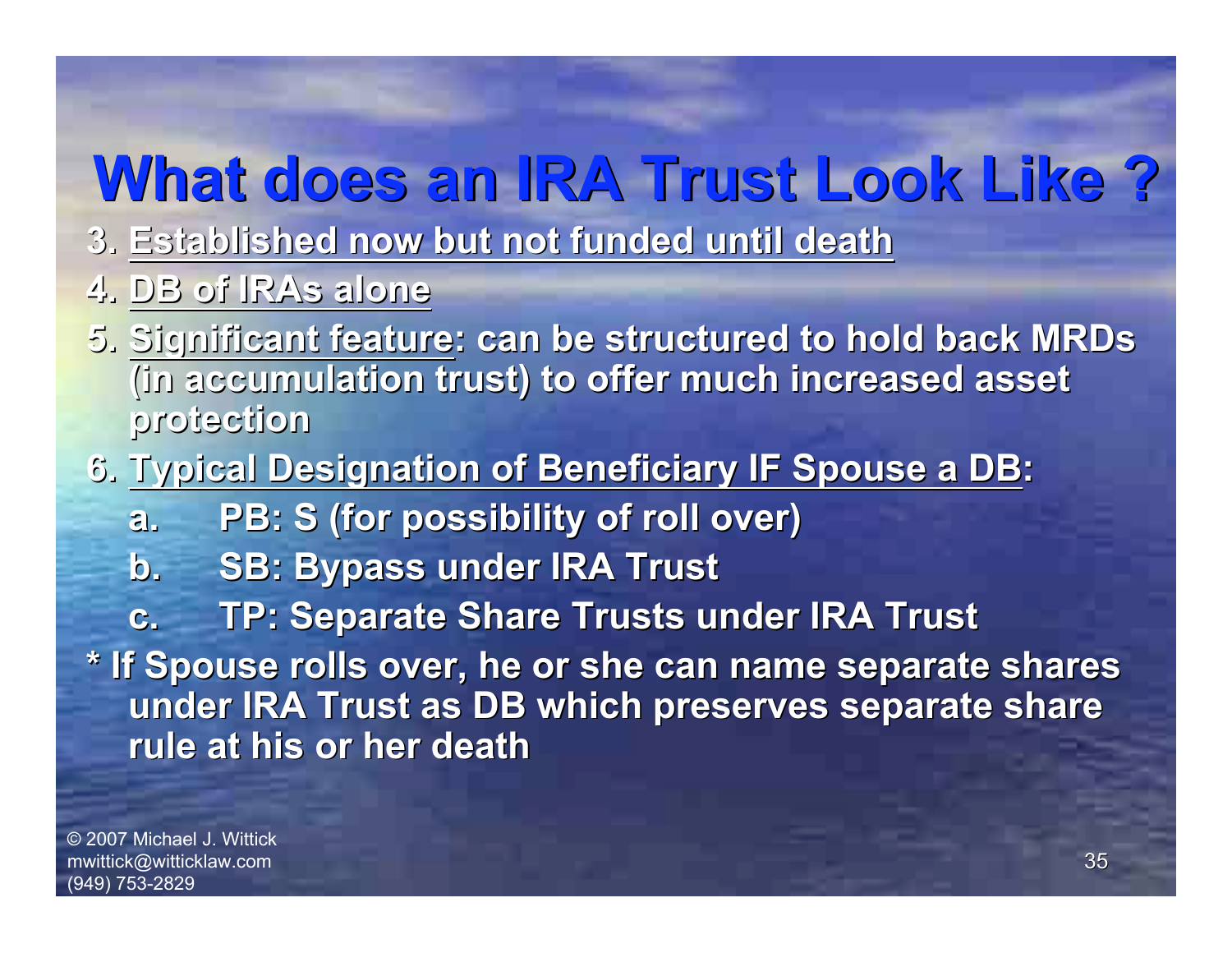# What does an IRA Trust Look Like ?

3. Established now but not funded until death
4. DB of IRAs alone
5. Significant feature: can be structured to hold back MRDs (in accumulation trust) to offer much increased asset protection
6. Typical Designation of Beneficiary IF Spouse a DB:
   a. PB: S (for possibility of roll over)
   b. SB: Bypass under IRA Trust
   c. TP: Separate Share Trusts under IRA Trust

\* If Spouse rolls over, he or she can name separate shares under IRA Trust as DB which preserves separate share rule at his or her death

© 2007 Michael J. Wittick
mwittick@witticklaw.com
(949) 753-2829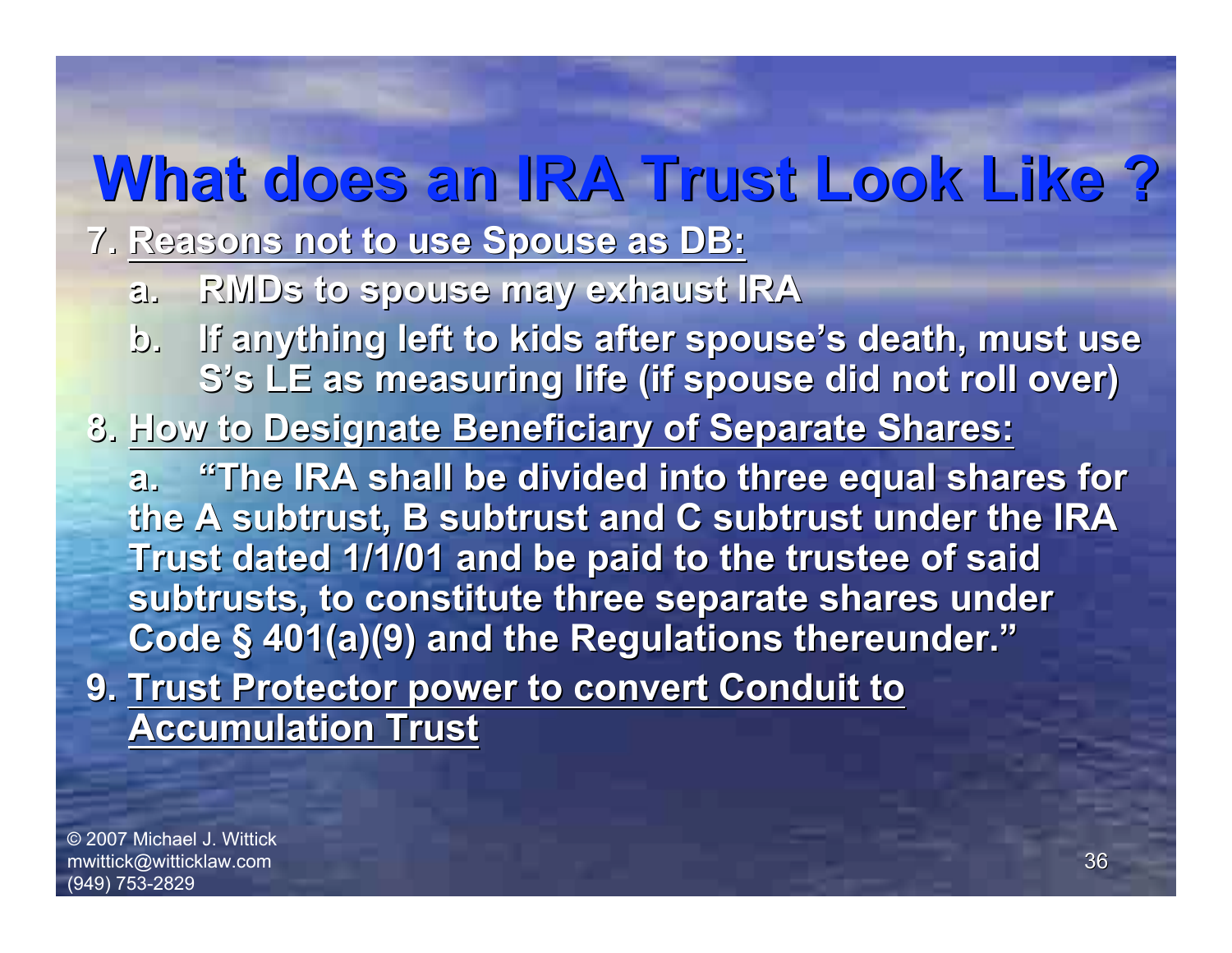# What does an IRA Trust Look Like ?

7. Reasons not to use Spouse as DB:
    a. RMDs to spouse may exhaust IRA
    b. If anything left to kids after spouse's death, must use S's LE as measuring life (if spouse did not roll over)
8. How to Designate Beneficiary of Separate Shares:
    a. "The IRA shall be divided into three equal shares for the A subtrust, B subtrust and C subtrust under the IRA Trust dated 1/1/01 and be paid to the trustee of said subtrusts, to constitute three separate shares under Code § 401(a)(9) and the Regulations thereunder."
9. Trust Protector power to convert Conduit to Accumulation Trust

© 2007 Michael J. Wittick
mwittick@witticklaw.com
(949) 753-2829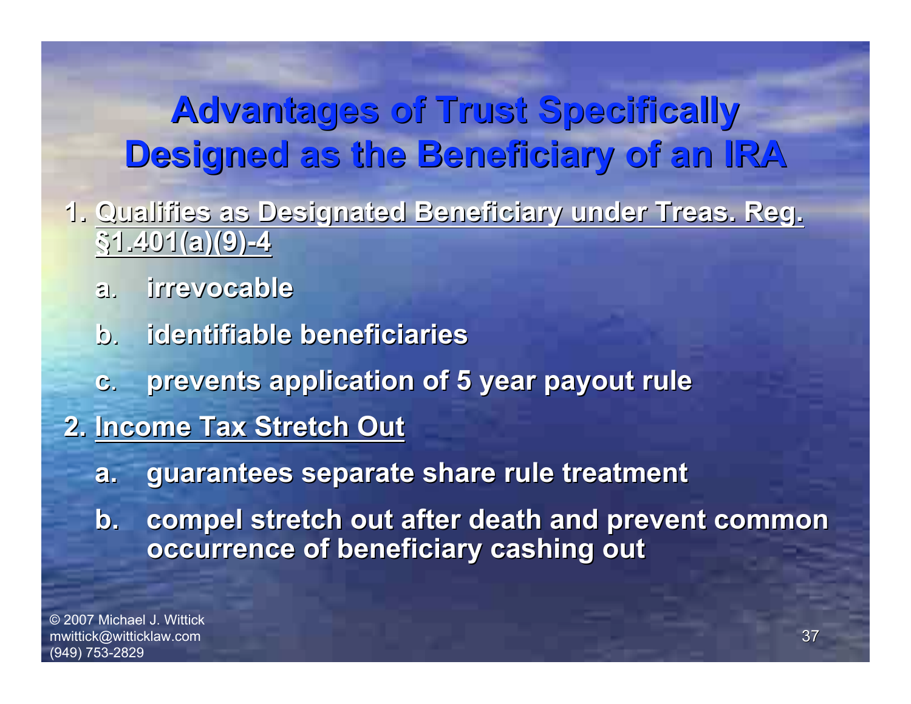# Advantages of Trust Specifically Designed as the Beneficiary of an IRA

1. Qualifies as Designated Beneficiary under Treas. Reg. §1.401(a)(9)-4
   a. irrevocable
   b. identifiable beneficiaries
   c. prevents application of 5 year payout rule
2. Income Tax Stretch Out
   a. guarantees separate share rule treatment
   b. compel stretch out after death and prevent common occurrence of beneficiary cashing out

© 2007 Michael J. Wittick
mwittick@witticklaw.com
(949) 753-2829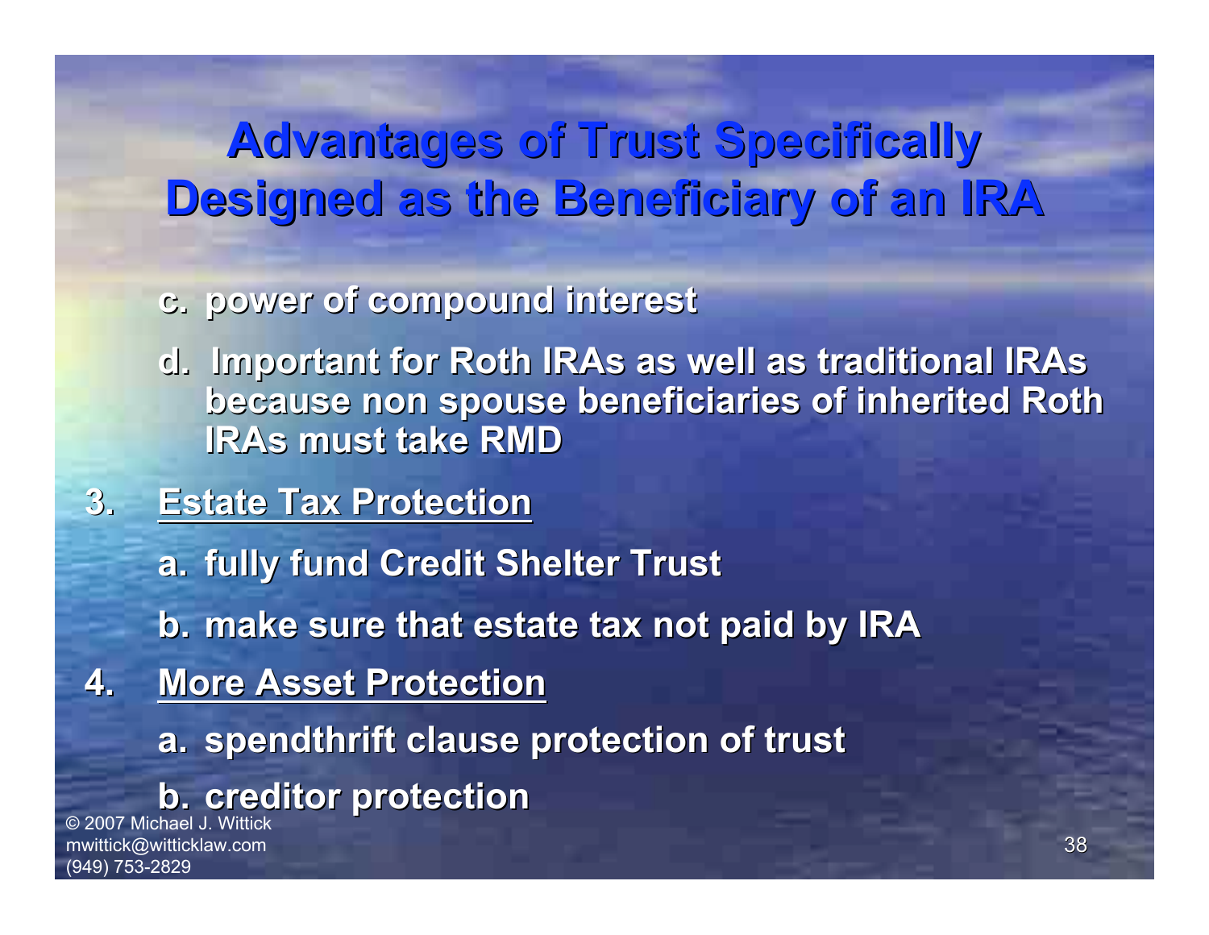# Advantages of Trust Specifically Designed as the Beneficiary of an IRA

c. power of compound interest

d. Important for Roth IRAs as well as traditional IRAs because non spouse beneficiaries of inherited Roth IRAs must take RMD

3. <u>Estate Tax Protection</u>

   a. fully fund Credit Shelter Trust

   b. make sure that estate tax not paid by IRA

4. <u>More Asset Protection</u>

   a. spendthrift clause protection of trust

   b. creditor protection

© 2007 Michael J. Wittick
mwittick@witticklaw.com
(949) 753-2829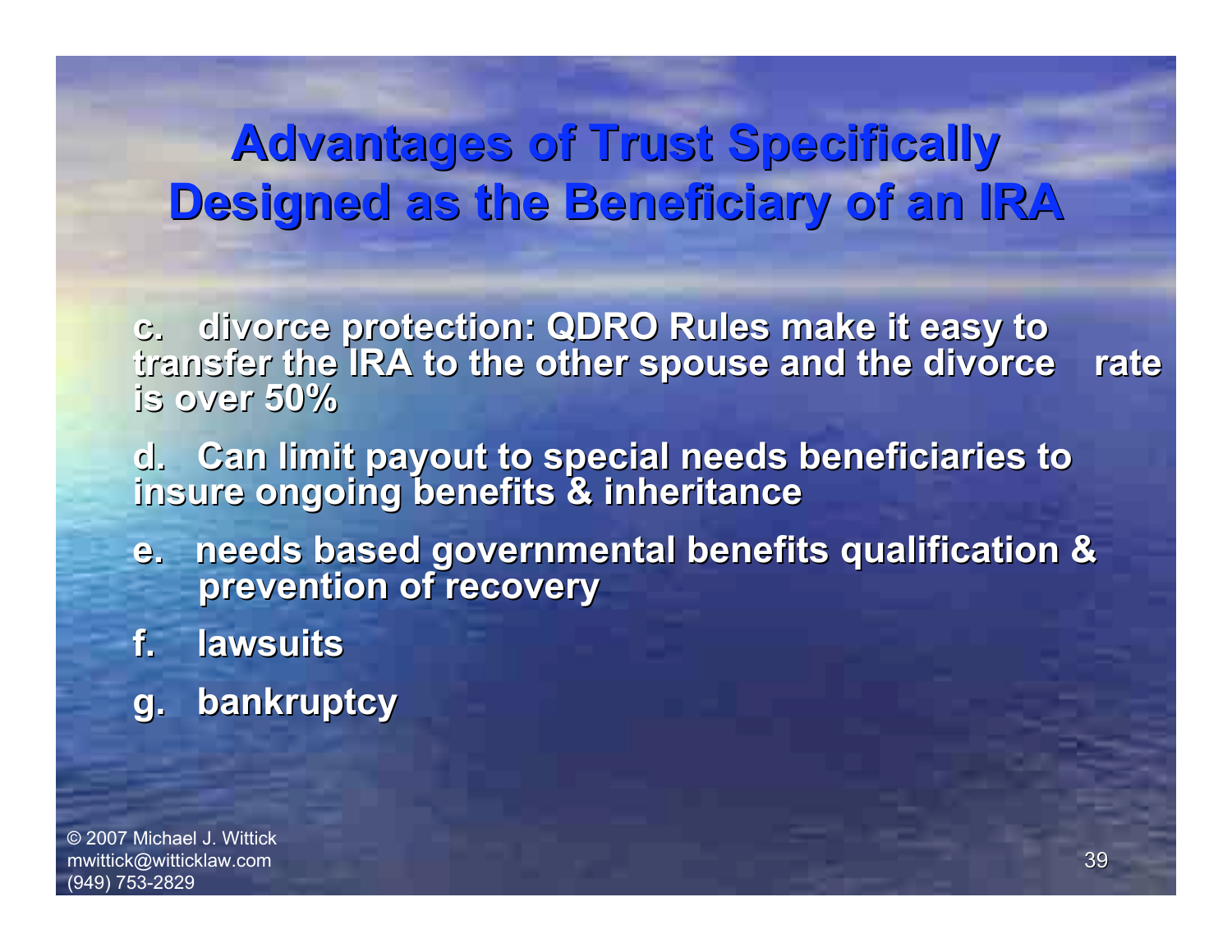# Advantages of Trust Specifically Designed as the Beneficiary of an IRA

c. divorce protection: QDRO Rules make it easy to transfer the IRA to the other spouse and the divorce rate is over 50%

d. Can limit payout to special needs beneficiaries to insure ongoing benefits & inheritance

e. needs based governmental benefits qualification & prevention of recovery

f. lawsuits

g. bankruptcy

© 2007 Michael J. Wittick
mwittick@witticklaw.com
(949) 753-2829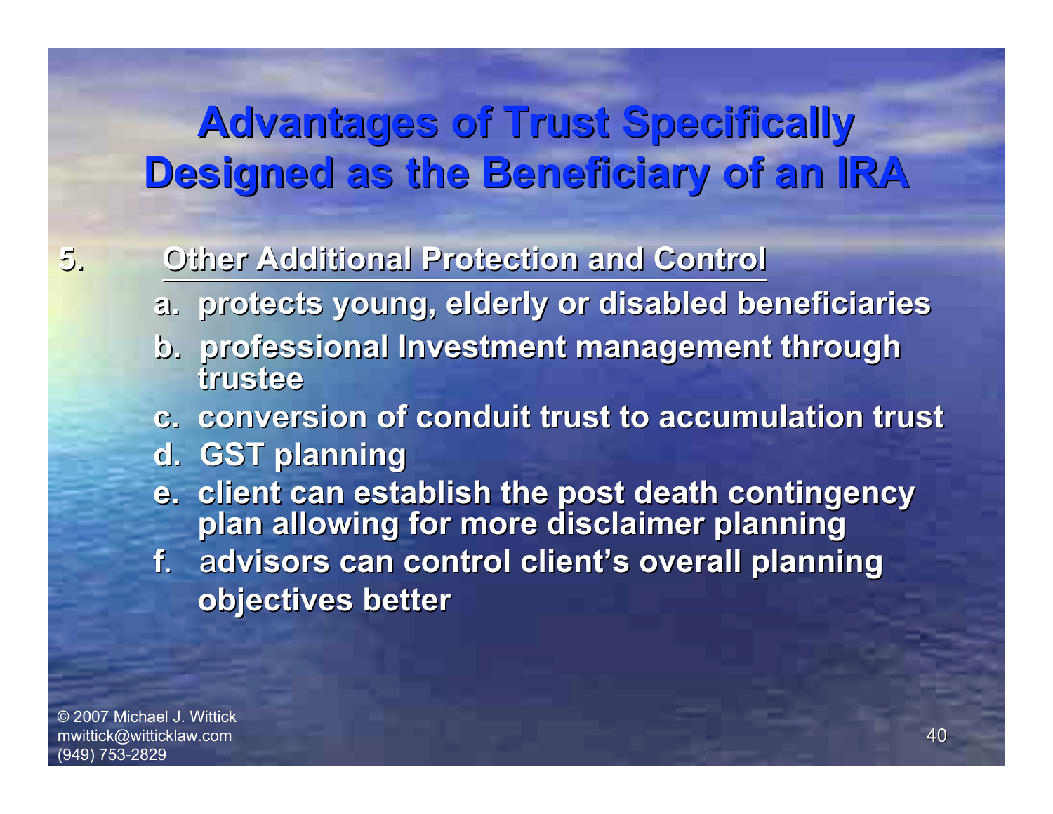# Advantages of Trust Specifically Designed as the Beneficiary of an IRA

5. **Other Additional Protection and Control**

   a. protects young, elderly or disabled beneficiaries

   b. professional Investment management through trustee

   c. conversion of conduit trust to accumulation trust

   d. GST planning

   e. client can establish the post death contingency plan allowing for more disclaimer planning

   f. advisors can control client's overall planning objectives better

© 2007 Michael J. Wittick
mwittick@witticklaw.com
(949) 753-2829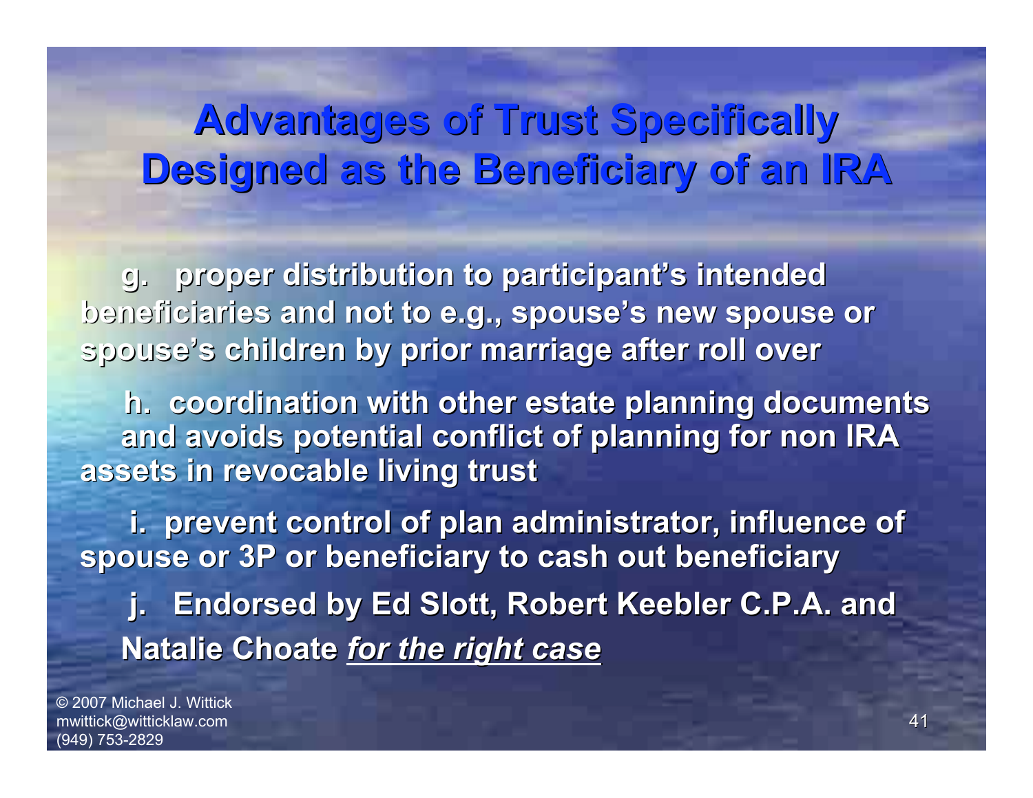# Advantages of Trust Specifically Designed as the Beneficiary of an IRA

g. proper distribution to participant's intended beneficiaries and not to e.g., spouse's new spouse or spouse's children by prior marriage after roll over

h. coordination with other estate planning documents and avoids potential conflict of planning for non IRA assets in revocable living trust

i. prevent control of plan administrator, influence of spouse or 3P or beneficiary to cash out beneficiary

j. Endorsed by Ed Slott, Robert Keebler C.P.A. and Natalie Choate ***for the right case***

© 2007 Michael J. Wittick
mwittick@witticklaw.com
(949) 753-2829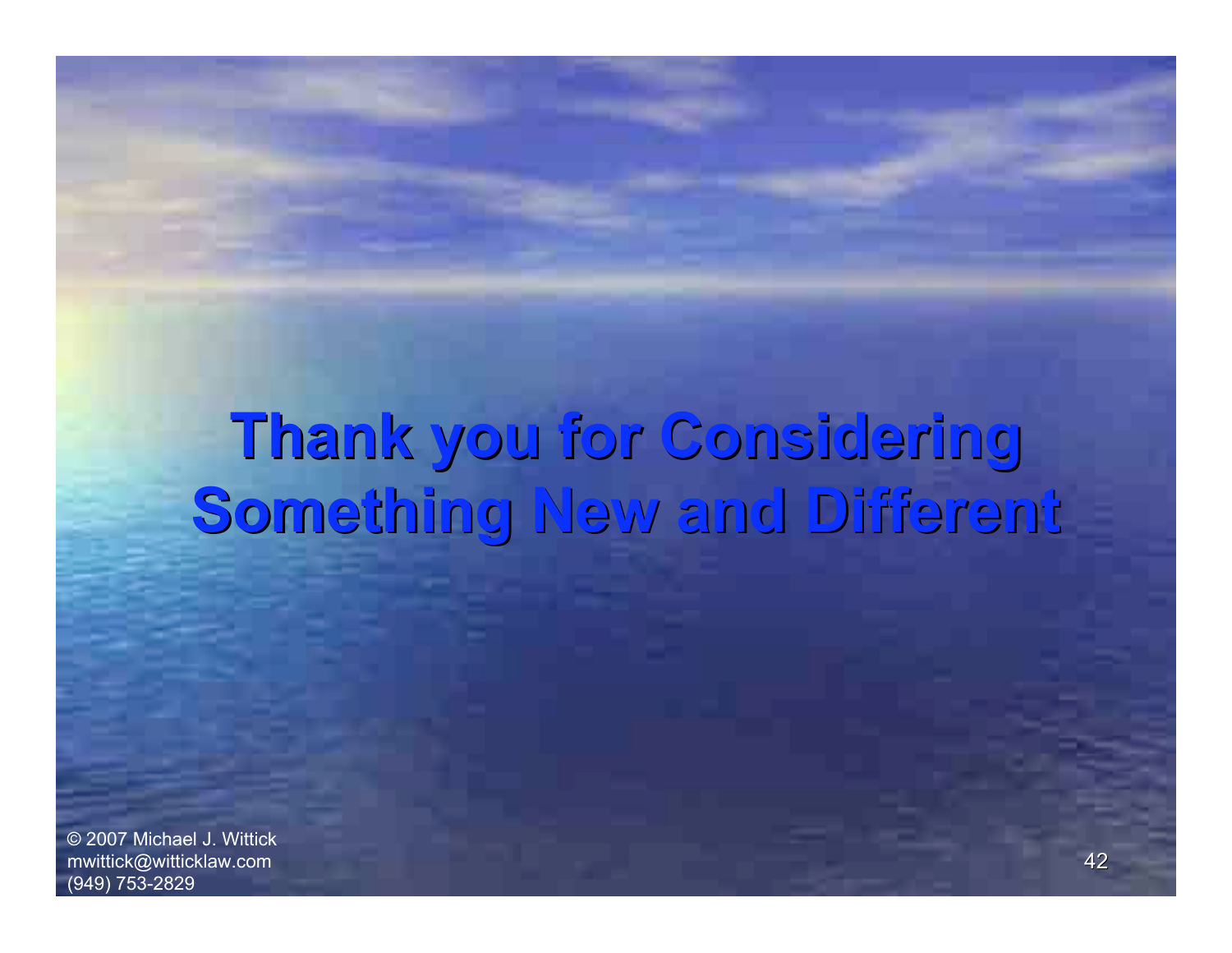# Thank you for Considering Something New and Different

© 2007 Michael J. Wittick
mwittick@witticklaw.com
(949) 753-2829